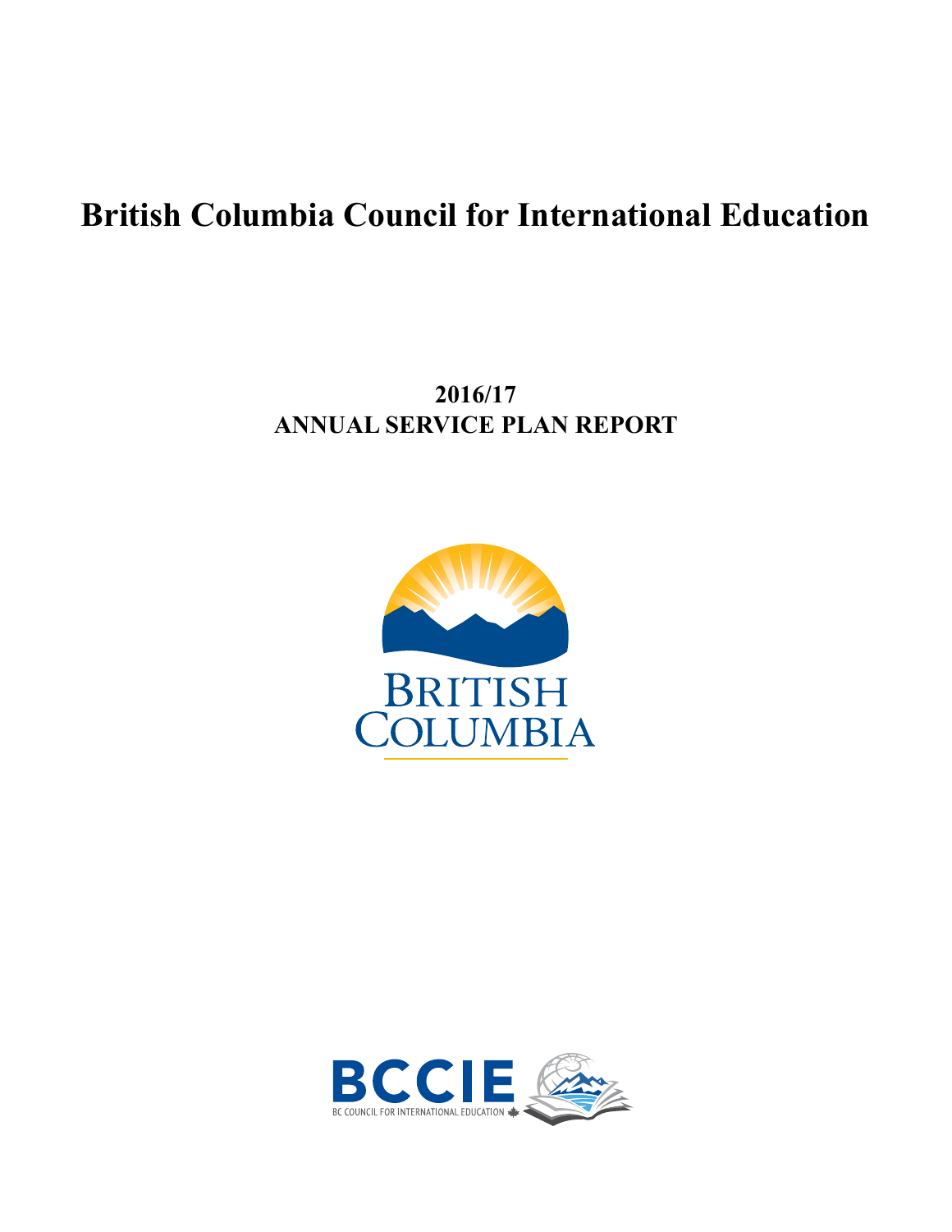# British Columbia Council for International Education

## 2016/17
## ANNUAL SERVICE PLAN REPORT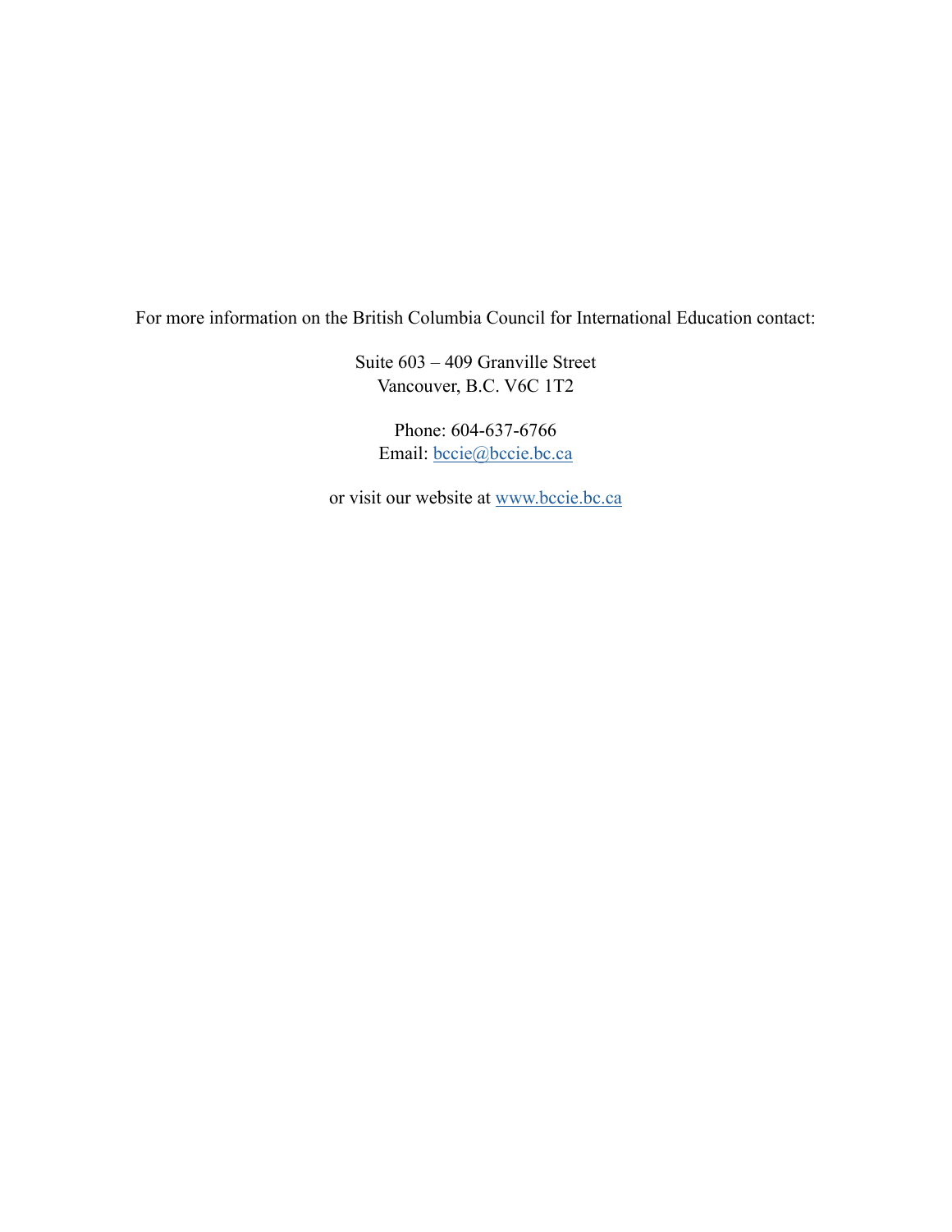For more information on the British Columbia Council for International Education contact:

Suite 603 – 409 Granville Street
Vancouver, B.C. V6C 1T2

Phone: 604-637-6766
Email: bccie@bccie.bc.ca

or visit our website at www.bccie.bc.ca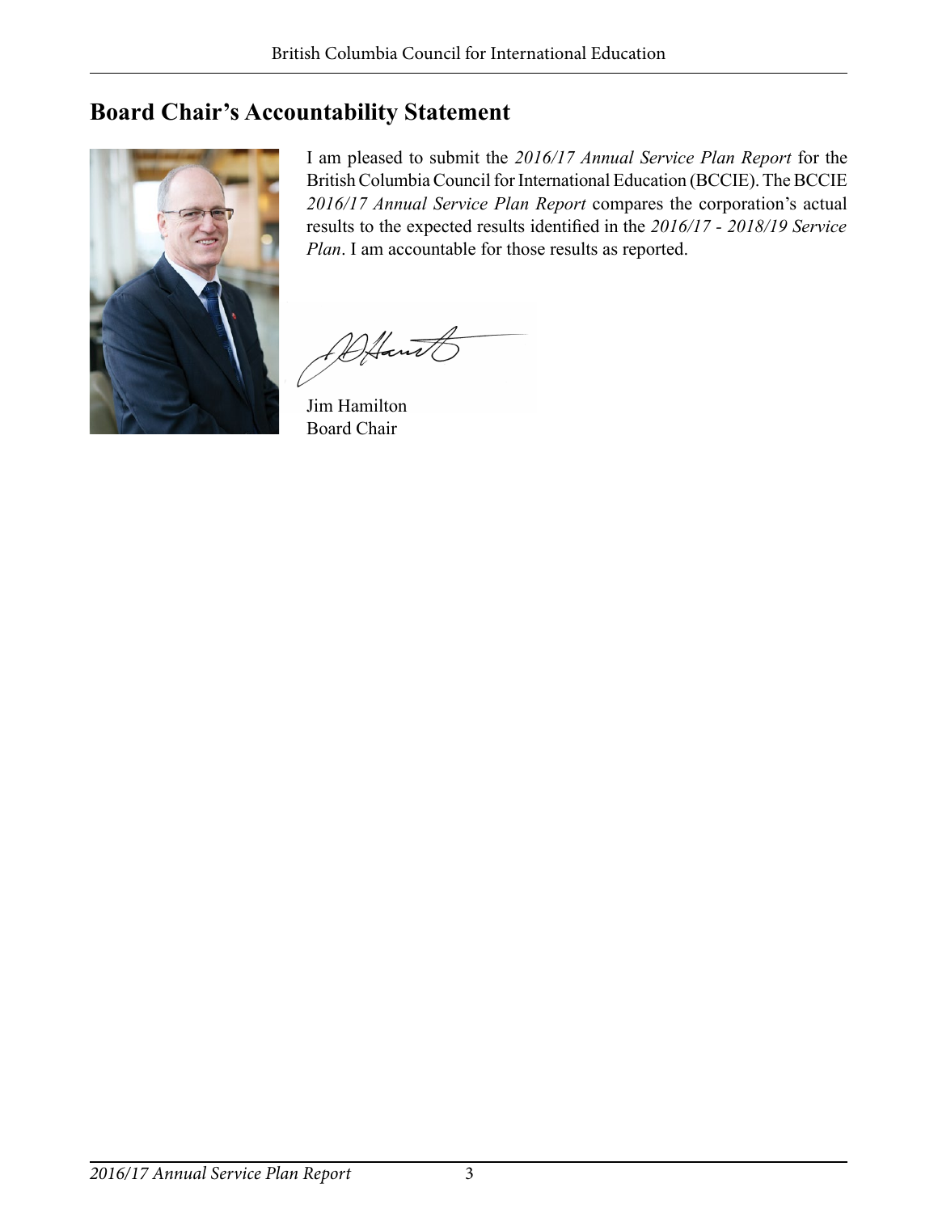## Board Chair's Accountability Statement

I am pleased to submit the *2016/17 Annual Service Plan Report* for the British Columbia Council for International Education (BCCIE). The BCCIE *2016/17 Annual Service Plan Report* compares the corporation's actual results to the expected results identified in the *2016/17 - 2018/19 Service Plan*. I am accountable for those results as reported.

Jim Hamilton
Board Chair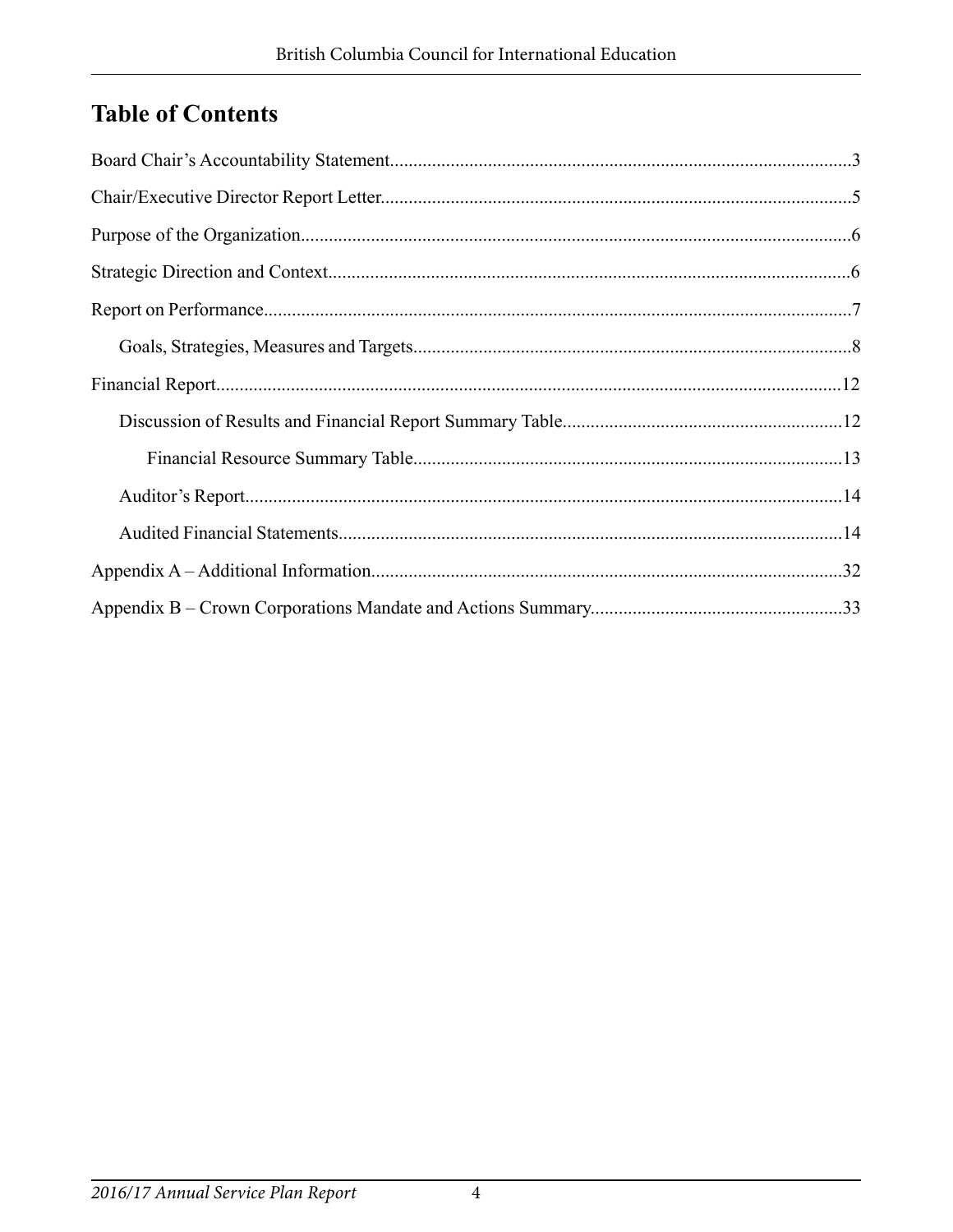## Table of Contents

Board Chair's Accountability Statement....................................................................................................3

Chair/Executive Director Report Letter.....................................................................................................5

Purpose of the Organization......................................................................................................................6

Strategic Direction and Context.................................................................................................................6

Report on Performance..............................................................................................................................7

- Goals, Strategies, Measures and Targets..............................................................................................8

Financial Report......................................................................................................................................12

- Discussion of Results and Financial Report Summary Table............................................................12
  - Financial Resource Summary Table............................................................................................13
- Auditor's Report................................................................................................................................14
- Audited Financial Statements............................................................................................................14

Appendix A – Additional Information.....................................................................................................32

Appendix B – Crown Corporations Mandate and Actions Summary......................................................33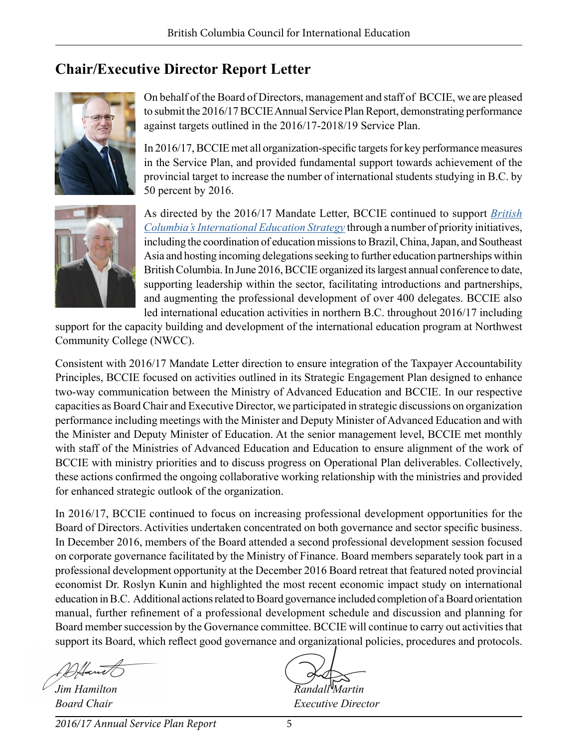## Chair/Executive Director Report Letter

On behalf of the Board of Directors, management and staff of BCCIE, we are pleased to submit the 2016/17 BCCIE Annual Service Plan Report, demonstrating performance against targets outlined in the 2016/17-2018/19 Service Plan.

In 2016/17, BCCIE met all organization-specific targets for key performance measures in the Service Plan, and provided fundamental support towards achievement of the provincial target to increase the number of international students studying in B.C. by 50 percent by 2016.

As directed by the 2016/17 Mandate Letter, BCCIE continued to support *British Columbia's International Education Strategy* through a number of priority initiatives, including the coordination of education missions to Brazil, China, Japan, and Southeast Asia and hosting incoming delegations seeking to further education partnerships within British Columbia. In June 2016, BCCIE organized its largest annual conference to date, supporting leadership within the sector, facilitating introductions and partnerships, and augmenting the professional development of over 400 delegates. BCCIE also led international education activities in northern B.C. throughout 2016/17 including support for the capacity building and development of the international education program at Northwest Community College (NWCC).

Consistent with 2016/17 Mandate Letter direction to ensure integration of the Taxpayer Accountability Principles, BCCIE focused on activities outlined in its Strategic Engagement Plan designed to enhance two-way communication between the Ministry of Advanced Education and BCCIE. In our respective capacities as Board Chair and Executive Director, we participated in strategic discussions on organization performance including meetings with the Minister and Deputy Minister of Advanced Education and with the Minister and Deputy Minister of Education. At the senior management level, BCCIE met monthly with staff of the Ministries of Advanced Education and Education to ensure alignment of the work of BCCIE with ministry priorities and to discuss progress on Operational Plan deliverables. Collectively, these actions confirmed the ongoing collaborative working relationship with the ministries and provided for enhanced strategic outlook of the organization.

In 2016/17, BCCIE continued to focus on increasing professional development opportunities for the Board of Directors. Activities undertaken concentrated on both governance and sector specific business. In December 2016, members of the Board attended a second professional development session focused on corporate governance facilitated by the Ministry of Finance. Board members separately took part in a professional development opportunity at the December 2016 Board retreat that featured noted provincial economist Dr. Roslyn Kunin and highlighted the most recent economic impact study on international education in B.C. Additional actions related to Board governance included completion of a Board orientation manual, further refinement of a professional development schedule and discussion and planning for Board member succession by the Governance committee. BCCIE will continue to carry out activities that support its Board, which reflect good governance and organizational policies, procedures and protocols.

*Jim Hamilton*
*Board Chair*

*Randall Martin*
*Executive Director*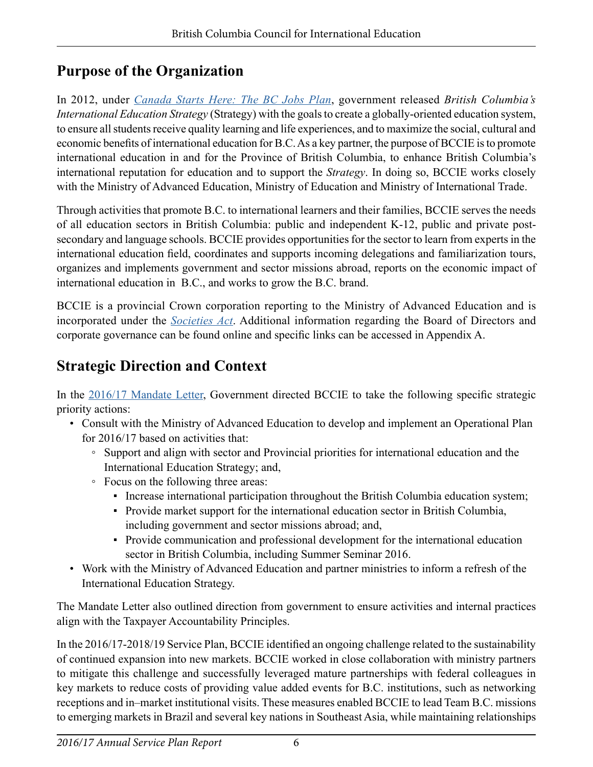## Purpose of the Organization

In 2012, under *Canada Starts Here: The BC Jobs Plan*, government released *British Columbia's International Education Strategy* (Strategy) with the goals to create a globally-oriented education system, to ensure all students receive quality learning and life experiences, and to maximize the social, cultural and economic benefits of international education for B.C. As a key partner, the purpose of BCCIE is to promote international education in and for the Province of British Columbia, to enhance British Columbia's international reputation for education and to support the *Strategy*. In doing so, BCCIE works closely with the Ministry of Advanced Education, Ministry of Education and Ministry of International Trade.

Through activities that promote B.C. to international learners and their families, BCCIE serves the needs of all education sectors in British Columbia: public and independent K-12, public and private post-secondary and language schools. BCCIE provides opportunities for the sector to learn from experts in the international education field, coordinates and supports incoming delegations and familiarization tours, organizes and implements government and sector missions abroad, reports on the economic impact of international education in B.C., and works to grow the B.C. brand.

BCCIE is a provincial Crown corporation reporting to the Ministry of Advanced Education and is incorporated under the *Societies Act*. Additional information regarding the Board of Directors and corporate governance can be found online and specific links can be accessed in Appendix A.

## Strategic Direction and Context

In the 2016/17 Mandate Letter, Government directed BCCIE to take the following specific strategic priority actions:

- Consult with the Ministry of Advanced Education to develop and implement an Operational Plan for 2016/17 based on activities that:
  - Support and align with sector and Provincial priorities for international education and the International Education Strategy; and,
  - Focus on the following three areas:
    - Increase international participation throughout the British Columbia education system;
    - Provide market support for the international education sector in British Columbia, including government and sector missions abroad; and,
    - Provide communication and professional development for the international education sector in British Columbia, including Summer Seminar 2016.
- Work with the Ministry of Advanced Education and partner ministries to inform a refresh of the International Education Strategy.

The Mandate Letter also outlined direction from government to ensure activities and internal practices align with the Taxpayer Accountability Principles.

In the 2016/17-2018/19 Service Plan, BCCIE identified an ongoing challenge related to the sustainability of continued expansion into new markets. BCCIE worked in close collaboration with ministry partners to mitigate this challenge and successfully leveraged mature partnerships with federal colleagues in key markets to reduce costs of providing value added events for B.C. institutions, such as networking receptions and in–market institutional visits. These measures enabled BCCIE to lead Team B.C. missions to emerging markets in Brazil and several key nations in Southeast Asia, while maintaining relationships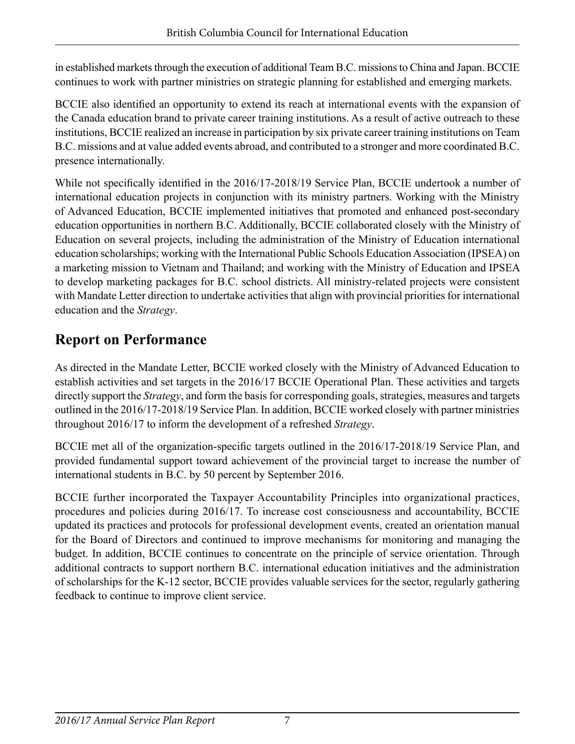in established markets through the execution of additional Team B.C. missions to China and Japan. BCCIE continues to work with partner ministries on strategic planning for established and emerging markets.

BCCIE also identified an opportunity to extend its reach at international events with the expansion of the Canada education brand to private career training institutions. As a result of active outreach to these institutions, BCCIE realized an increase in participation by six private career training institutions on Team B.C. missions and at value added events abroad, and contributed to a stronger and more coordinated B.C. presence internationally.

While not specifically identified in the 2016/17-2018/19 Service Plan, BCCIE undertook a number of international education projects in conjunction with its ministry partners. Working with the Ministry of Advanced Education, BCCIE implemented initiatives that promoted and enhanced post-secondary education opportunities in northern B.C. Additionally, BCCIE collaborated closely with the Ministry of Education on several projects, including the administration of the Ministry of Education international education scholarships; working with the International Public Schools Education Association (IPSEA) on a marketing mission to Vietnam and Thailand; and working with the Ministry of Education and IPSEA to develop marketing packages for B.C. school districts. All ministry-related projects were consistent with Mandate Letter direction to undertake activities that align with provincial priorities for international education and the *Strategy*.

## Report on Performance

As directed in the Mandate Letter, BCCIE worked closely with the Ministry of Advanced Education to establish activities and set targets in the 2016/17 BCCIE Operational Plan. These activities and targets directly support the *Strategy*, and form the basis for corresponding goals, strategies, measures and targets outlined in the 2016/17-2018/19 Service Plan. In addition, BCCIE worked closely with partner ministries throughout 2016/17 to inform the development of a refreshed *Strategy*.

BCCIE met all of the organization-specific targets outlined in the 2016/17-2018/19 Service Plan, and provided fundamental support toward achievement of the provincial target to increase the number of international students in B.C. by 50 percent by September 2016.

BCCIE further incorporated the Taxpayer Accountability Principles into organizational practices, procedures and policies during 2016/17. To increase cost consciousness and accountability, BCCIE updated its practices and protocols for professional development events, created an orientation manual for the Board of Directors and continued to improve mechanisms for monitoring and managing the budget. In addition, BCCIE continues to concentrate on the principle of service orientation. Through additional contracts to support northern B.C. international education initiatives and the administration of scholarships for the K-12 sector, BCCIE provides valuable services for the sector, regularly gathering feedback to continue to improve client service.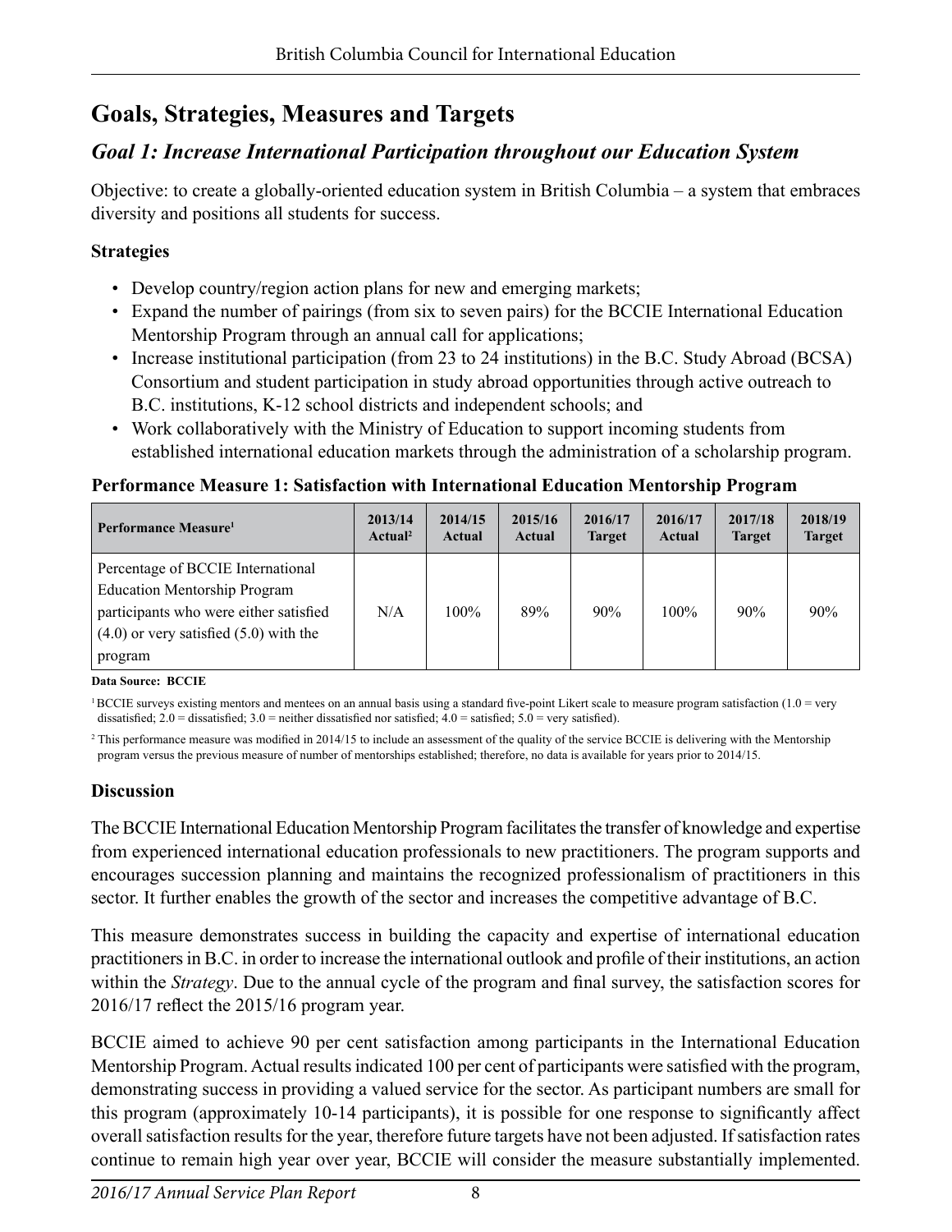## Goals, Strategies, Measures and Targets

### *Goal 1: Increase International Participation throughout our Education System*

Objective: to create a globally-oriented education system in British Columbia – a system that embraces diversity and positions all students for success.

**Strategies**

- Develop country/region action plans for new and emerging markets;
- Expand the number of pairings (from six to seven pairs) for the BCCIE International Education Mentorship Program through an annual call for applications;
- Increase institutional participation (from 23 to 24 institutions) in the B.C. Study Abroad (BCSA) Consortium and student participation in study abroad opportunities through active outreach to B.C. institutions, K-12 school districts and independent schools; and
- Work collaboratively with the Ministry of Education to support incoming students from established international education markets through the administration of a scholarship program.

**Performance Measure 1: Satisfaction with International Education Mentorship Program**

| Performance Measure[1] | 2013/14 Actual[2] | 2014/15 Actual | 2015/16 Actual | 2016/17 Target | 2016/17 Actual | 2017/18 Target | 2018/19 Target |
|---|---|---|---|---|---|---|---|
| Percentage of BCCIE International Education Mentorship Program participants who were either satisfied (4.0) or very satisfied (5.0) with the program | N/A | 100% | 89% | 90% | 100% | 90% | 90% |

**Data Source: BCCIE**

[1] BCCIE surveys existing mentors and mentees on an annual basis using a standard five-point Likert scale to measure program satisfaction (1.0 = very dissatisfied; 2.0 = dissatisfied; 3.0 = neither dissatisfied nor satisfied; 4.0 = satisfied; 5.0 = very satisfied).

[2] This performance measure was modified in 2014/15 to include an assessment of the quality of the service BCCIE is delivering with the Mentorship program versus the previous measure of number of mentorships established; therefore, no data is available for years prior to 2014/15.

**Discussion**

The BCCIE International Education Mentorship Program facilitates the transfer of knowledge and expertise from experienced international education professionals to new practitioners. The program supports and encourages succession planning and maintains the recognized professionalism of practitioners in this sector. It further enables the growth of the sector and increases the competitive advantage of B.C.

This measure demonstrates success in building the capacity and expertise of international education practitioners in B.C. in order to increase the international outlook and profile of their institutions, an action within the *Strategy*. Due to the annual cycle of the program and final survey, the satisfaction scores for 2016/17 reflect the 2015/16 program year.

BCCIE aimed to achieve 90 per cent satisfaction among participants in the International Education Mentorship Program. Actual results indicated 100 per cent of participants were satisfied with the program, demonstrating success in providing a valued service for the sector. As participant numbers are small for this program (approximately 10-14 participants), it is possible for one response to significantly affect overall satisfaction results for the year, therefore future targets have not been adjusted. If satisfaction rates continue to remain high year over year, BCCIE will consider the measure substantially implemented.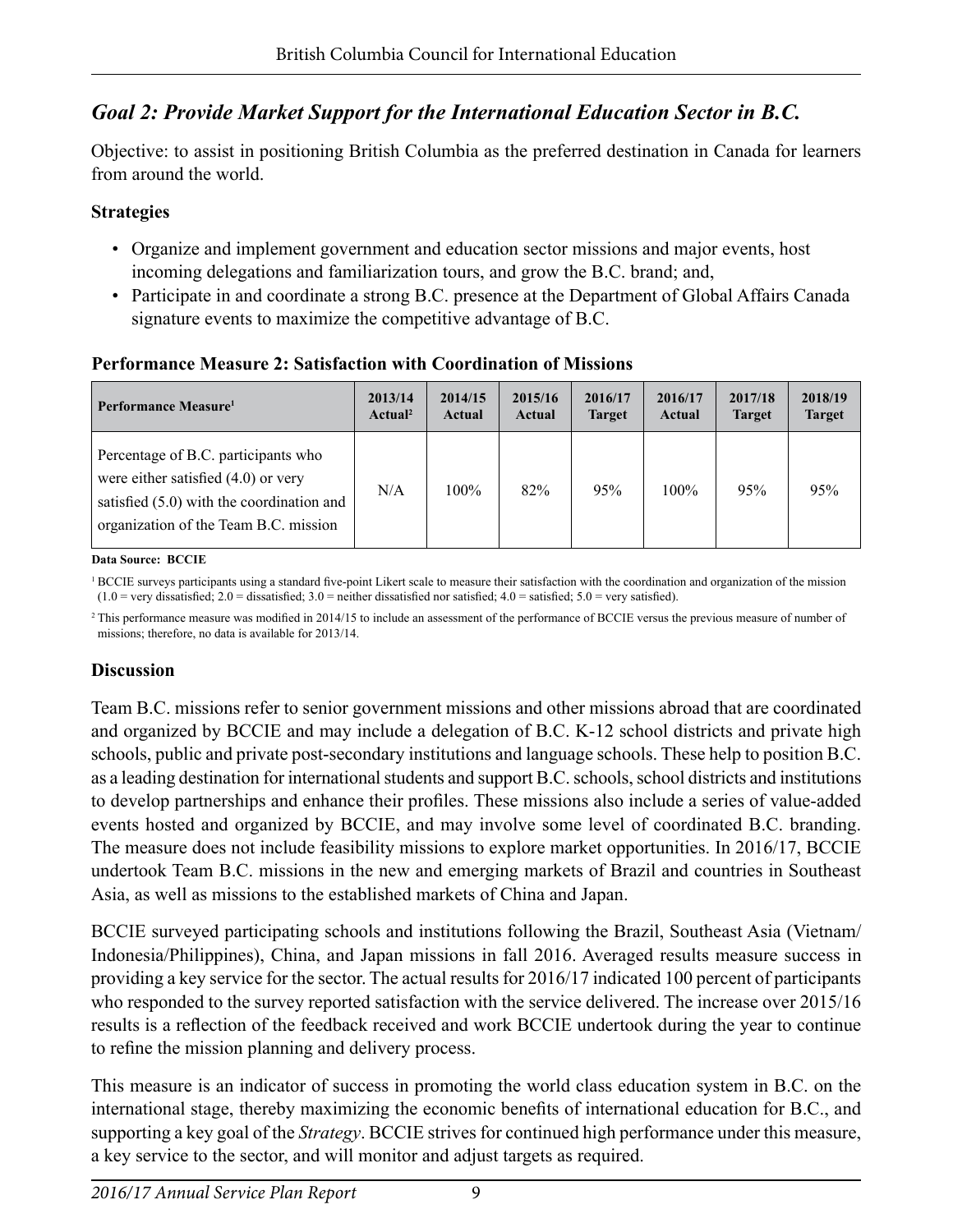## *Goal 2: Provide Market Support for the International Education Sector in B.C.*

Objective: to assist in positioning British Columbia as the preferred destination in Canada for learners from around the world.

### Strategies

- Organize and implement government and education sector missions and major events, host incoming delegations and familiarization tours, and grow the B.C. brand; and,
- Participate in and coordinate a strong B.C. presence at the Department of Global Affairs Canada signature events to maximize the competitive advantage of B.C.

**Performance Measure 2: Satisfaction with Coordination of Missions**

| Performance Measure[1] | 2013/14 Actual[2] | 2014/15 Actual | 2015/16 Actual | 2016/17 Target | 2016/17 Actual | 2017/18 Target | 2018/19 Target |
|---|---|---|---|---|---|---|---|
| Percentage of B.C. participants who were either satisfied (4.0) or very satisfied (5.0) with the coordination and organization of the Team B.C. mission | N/A | 100% | 82% | 95% | 100% | 95% | 95% |

**Data Source: BCCIE**

[1] BCCIE surveys participants using a standard five-point Likert scale to measure their satisfaction with the coordination and organization of the mission (1.0 = very dissatisfied; 2.0 = dissatisfied; 3.0 = neither dissatisfied nor satisfied; 4.0 = satisfied; 5.0 = very satisfied).

[2] This performance measure was modified in 2014/15 to include an assessment of the performance of BCCIE versus the previous measure of number of missions; therefore, no data is available for 2013/14.

### Discussion

Team B.C. missions refer to senior government missions and other missions abroad that are coordinated and organized by BCCIE and may include a delegation of B.C. K-12 school districts and private high schools, public and private post-secondary institutions and language schools. These help to position B.C. as a leading destination for international students and support B.C. schools, school districts and institutions to develop partnerships and enhance their profiles. These missions also include a series of value-added events hosted and organized by BCCIE, and may involve some level of coordinated B.C. branding. The measure does not include feasibility missions to explore market opportunities. In 2016/17, BCCIE undertook Team B.C. missions in the new and emerging markets of Brazil and countries in Southeast Asia, as well as missions to the established markets of China and Japan.

BCCIE surveyed participating schools and institutions following the Brazil, Southeast Asia (Vietnam/Indonesia/Philippines), China, and Japan missions in fall 2016. Averaged results measure success in providing a key service for the sector. The actual results for 2016/17 indicated 100 percent of participants who responded to the survey reported satisfaction with the service delivered. The increase over 2015/16 results is a reflection of the feedback received and work BCCIE undertook during the year to continue to refine the mission planning and delivery process.

This measure is an indicator of success in promoting the world class education system in B.C. on the international stage, thereby maximizing the economic benefits of international education for B.C., and supporting a key goal of the *Strategy*. BCCIE strives for continued high performance under this measure, a key service to the sector, and will monitor and adjust targets as required.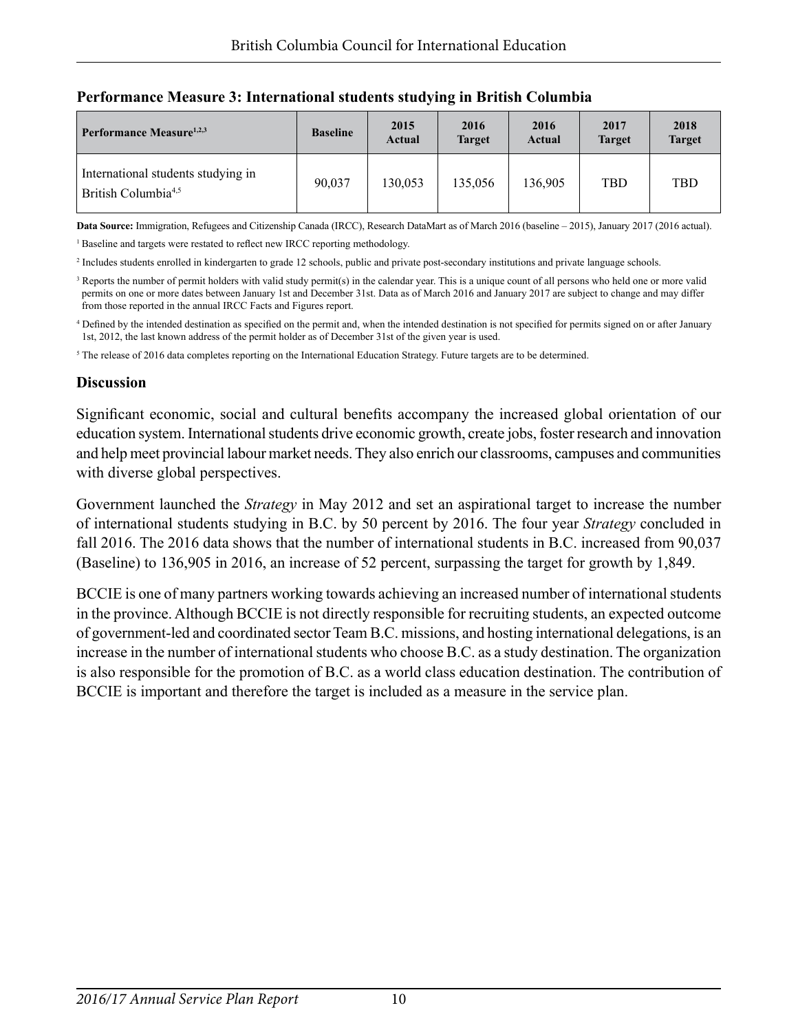**Performance Measure 3: International students studying in British Columbia**

| Performance Measure[1,2,3] | Baseline | 2015 Actual | 2016 Target | 2016 Actual | 2017 Target | 2018 Target |
|---|---|---|---|---|---|---|
| International students studying in British Columbia[4,5] | 90,037 | 130,053 | 135,056 | 136,905 | TBD | TBD |

**Data Source:** Immigration, Refugees and Citizenship Canada (IRCC), Research DataMart as of March 2016 (baseline – 2015), January 2017 (2016 actual).

[1] Baseline and targets were restated to reflect new IRCC reporting methodology.

[2] Includes students enrolled in kindergarten to grade 12 schools, public and private post-secondary institutions and private language schools.

[3] Reports the number of permit holders with valid study permit(s) in the calendar year. This is a unique count of all persons who held one or more valid permits on one or more dates between January 1st and December 31st. Data as of March 2016 and January 2017 are subject to change and may differ from those reported in the annual IRCC Facts and Figures report.

[4] Defined by the intended destination as specified on the permit and, when the intended destination is not specified for permits signed on or after January 1st, 2012, the last known address of the permit holder as of December 31st of the given year is used.

[5] The release of 2016 data completes reporting on the International Education Strategy. Future targets are to be determined.

### Discussion

Significant economic, social and cultural benefits accompany the increased global orientation of our education system. International students drive economic growth, create jobs, foster research and innovation and help meet provincial labour market needs. They also enrich our classrooms, campuses and communities with diverse global perspectives.

Government launched the *Strategy* in May 2012 and set an aspirational target to increase the number of international students studying in B.C. by 50 percent by 2016. The four year *Strategy* concluded in fall 2016. The 2016 data shows that the number of international students in B.C. increased from 90,037 (Baseline) to 136,905 in 2016, an increase of 52 percent, surpassing the target for growth by 1,849.

BCCIE is one of many partners working towards achieving an increased number of international students in the province. Although BCCIE is not directly responsible for recruiting students, an expected outcome of government-led and coordinated sector Team B.C. missions, and hosting international delegations, is an increase in the number of international students who choose B.C. as a study destination. The organization is also responsible for the promotion of B.C. as a world class education destination. The contribution of BCCIE is important and therefore the target is included as a measure in the service plan.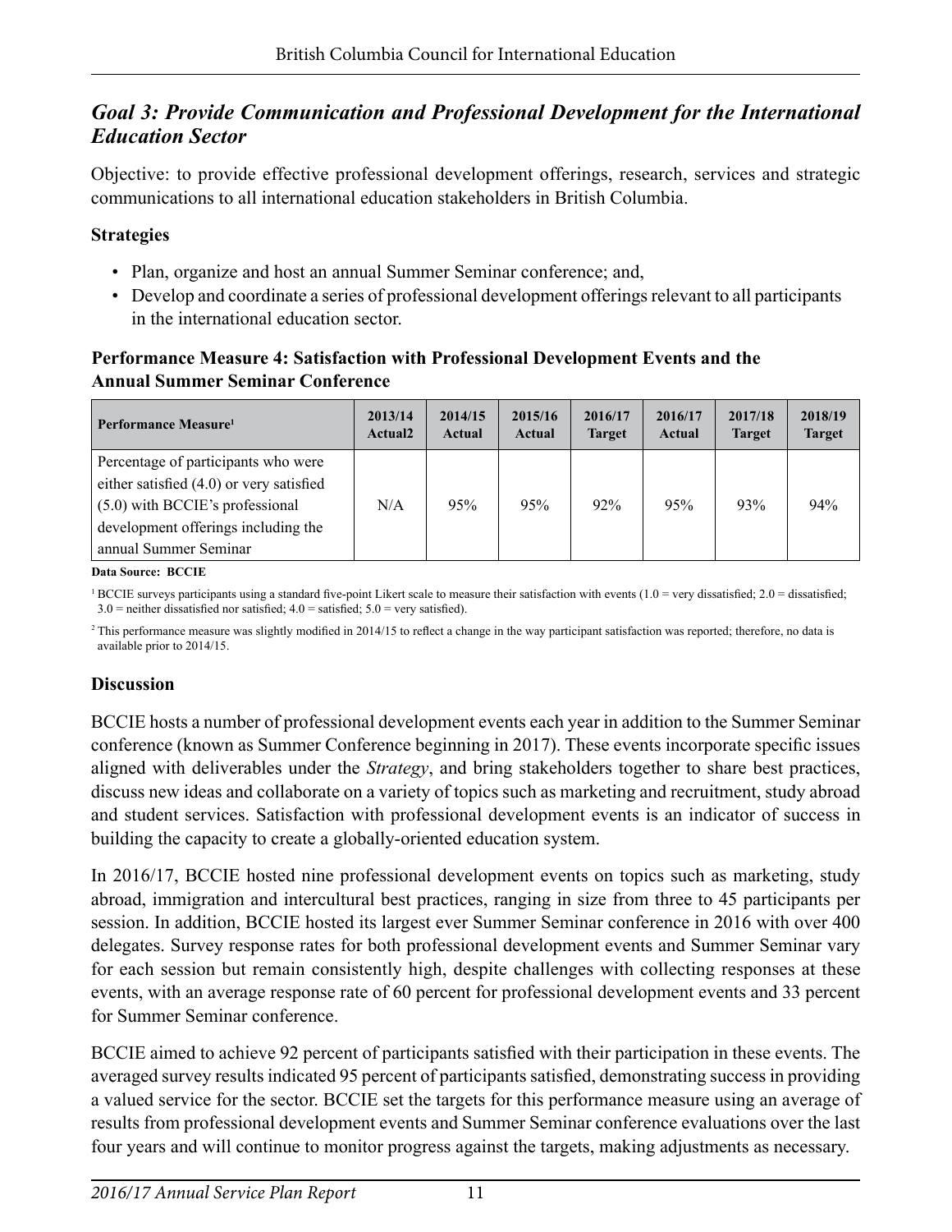## *Goal 3: Provide Communication and Professional Development for the International Education Sector*

Objective: to provide effective professional development offerings, research, services and strategic communications to all international education stakeholders in British Columbia.

### Strategies

- Plan, organize and host an annual Summer Seminar conference; and,
- Develop and coordinate a series of professional development offerings relevant to all participants in the international education sector.

### Performance Measure 4: Satisfaction with Professional Development Events and the Annual Summer Seminar Conference

| Performance Measure[1] | 2013/14 Actual2 | 2014/15 Actual | 2015/16 Actual | 2016/17 Target | 2016/17 Actual | 2017/18 Target | 2018/19 Target |
|---|---|---|---|---|---|---|---|
| Percentage of participants who were either satisfied (4.0) or very satisfied (5.0) with BCCIE's professional development offerings including the annual Summer Seminar | N/A | 95% | 95% | 92% | 95% | 93% | 94% |

**Data Source: BCCIE**

[1] BCCIE surveys participants using a standard five-point Likert scale to measure their satisfaction with events (1.0 = very dissatisfied; 2.0 = dissatisfied; 3.0 = neither dissatisfied nor satisfied; 4.0 = satisfied; 5.0 = very satisfied).

[2] This performance measure was slightly modified in 2014/15 to reflect a change in the way participant satisfaction was reported; therefore, no data is available prior to 2014/15.

### Discussion

BCCIE hosts a number of professional development events each year in addition to the Summer Seminar conference (known as Summer Conference beginning in 2017). These events incorporate specific issues aligned with deliverables under the *Strategy*, and bring stakeholders together to share best practices, discuss new ideas and collaborate on a variety of topics such as marketing and recruitment, study abroad and student services. Satisfaction with professional development events is an indicator of success in building the capacity to create a globally-oriented education system.

In 2016/17, BCCIE hosted nine professional development events on topics such as marketing, study abroad, immigration and intercultural best practices, ranging in size from three to 45 participants per session. In addition, BCCIE hosted its largest ever Summer Seminar conference in 2016 with over 400 delegates. Survey response rates for both professional development events and Summer Seminar vary for each session but remain consistently high, despite challenges with collecting responses at these events, with an average response rate of 60 percent for professional development events and 33 percent for Summer Seminar conference.

BCCIE aimed to achieve 92 percent of participants satisfied with their participation in these events. The averaged survey results indicated 95 percent of participants satisfied, demonstrating success in providing a valued service for the sector. BCCIE set the targets for this performance measure using an average of results from professional development events and Summer Seminar conference evaluations over the last four years and will continue to monitor progress against the targets, making adjustments as necessary.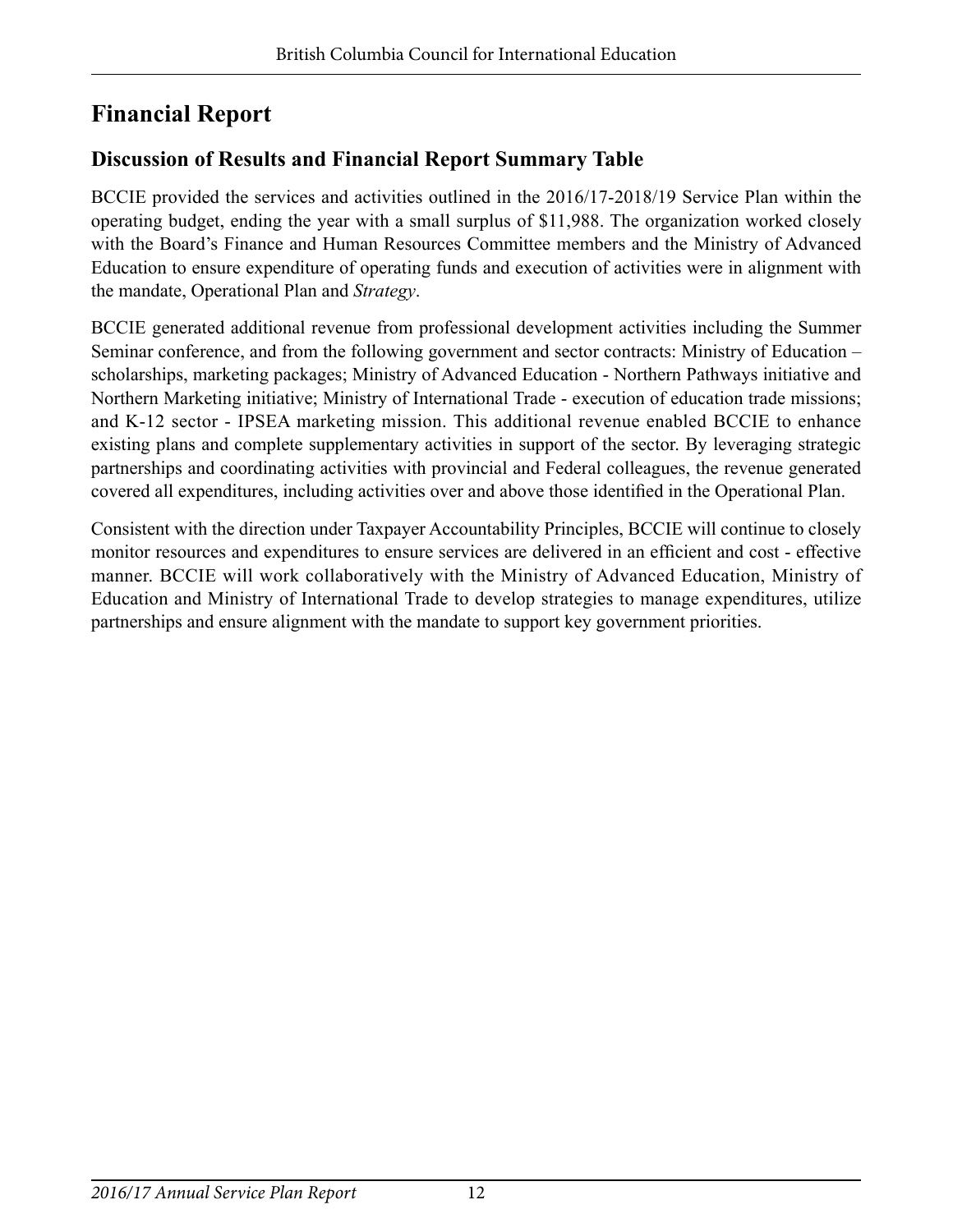# Financial Report

## Discussion of Results and Financial Report Summary Table

BCCIE provided the services and activities outlined in the 2016/17-2018/19 Service Plan within the operating budget, ending the year with a small surplus of $11,988. The organization worked closely with the Board's Finance and Human Resources Committee members and the Ministry of Advanced Education to ensure expenditure of operating funds and execution of activities were in alignment with the mandate, Operational Plan and *Strategy*.

BCCIE generated additional revenue from professional development activities including the Summer Seminar conference, and from the following government and sector contracts: Ministry of Education – scholarships, marketing packages; Ministry of Advanced Education - Northern Pathways initiative and Northern Marketing initiative; Ministry of International Trade - execution of education trade missions; and K-12 sector - IPSEA marketing mission. This additional revenue enabled BCCIE to enhance existing plans and complete supplementary activities in support of the sector. By leveraging strategic partnerships and coordinating activities with provincial and Federal colleagues, the revenue generated covered all expenditures, including activities over and above those identified in the Operational Plan.

Consistent with the direction under Taxpayer Accountability Principles, BCCIE will continue to closely monitor resources and expenditures to ensure services are delivered in an efficient and cost - effective manner. BCCIE will work collaboratively with the Ministry of Advanced Education, Ministry of Education and Ministry of International Trade to develop strategies to manage expenditures, utilize partnerships and ensure alignment with the mandate to support key government priorities.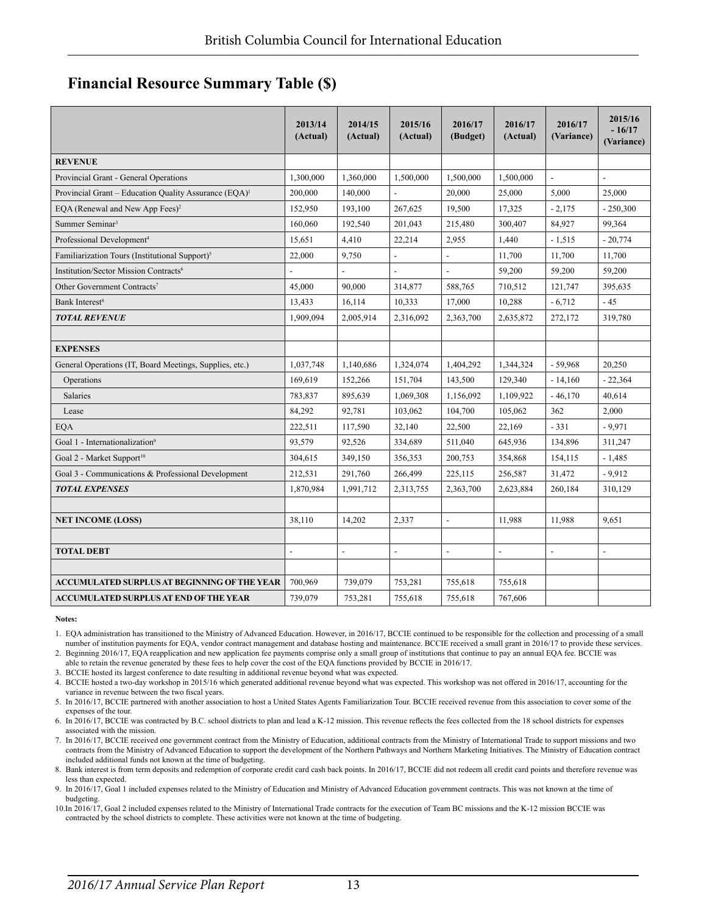## Financial Resource Summary Table ($)

| | 2013/14 (Actual) | 2014/15 (Actual) | 2015/16 (Actual) | 2016/17 (Budget) | 2016/17 (Actual) | 2016/17 (Variance) | 2015/16 - 16/17 (Variance) |
|---|---|---|---|---|---|---|---|
| **REVENUE** | | | | | | | |
| Provincial Grant - General Operations | 1,300,000 | 1,360,000 | 1,500,000 | 1,500,000 | 1,500,000 | - | - |
| Provincial Grant – Education Quality Assurance (EQA)[1] | 200,000 | 140,000 | - | 20,000 | 25,000 | 5,000 | 25,000 |
| EQA (Renewal and New App Fees)[2] | 152,950 | 193,100 | 267,625 | 19,500 | 17,325 | - 2,175 | - 250,300 |
| Summer Seminar[3] | 160,060 | 192,540 | 201,043 | 215,480 | 300,407 | 84,927 | 99,364 |
| Professional Development[4] | 15,651 | 4,410 | 22,214 | 2,955 | 1,440 | - 1,515 | - 20,774 |
| Familiarization Tours (Institutional Support)[5] | 22,000 | 9,750 | - | - | 11,700 | 11,700 | 11,700 |
| Institution/Sector Mission Contracts[6] | - | - | - | - | 59,200 | 59,200 | 59,200 |
| Other Government Contracts[7] | 45,000 | 90,000 | 314,877 | 588,765 | 710,512 | 121,747 | 395,635 |
| Bank Interest[8] | 13,433 | 16,114 | 10,333 | 17,000 | 10,288 | - 6,712 | - 45 |
| ***TOTAL REVENUE*** | 1,909,094 | 2,005,914 | 2,316,092 | 2,363,700 | 2,635,872 | 272,172 | 319,780 |
| | | | | | | | |
| **EXPENSES** | | | | | | | |
| General Operations (IT, Board Meetings, Supplies, etc.) | 1,037,748 | 1,140,686 | 1,324,074 | 1,404,292 | 1,344,324 | - 59,968 | 20,250 |
| Operations | 169,619 | 152,266 | 151,704 | 143,500 | 129,340 | - 14,160 | - 22,364 |
| Salaries | 783,837 | 895,639 | 1,069,308 | 1,156,092 | 1,109,922 | - 46,170 | 40,614 |
| Lease | 84,292 | 92,781 | 103,062 | 104,700 | 105,062 | 362 | 2,000 |
| EQA | 222,511 | 117,590 | 32,140 | 22,500 | 22,169 | - 331 | - 9,971 |
| Goal 1 - Internationalization[9] | 93,579 | 92,526 | 334,689 | 511,040 | 645,936 | 134,896 | 311,247 |
| Goal 2 - Market Support[10] | 304,615 | 349,150 | 356,353 | 200,753 | 354,868 | 154,115 | - 1,485 |
| Goal 3 - Communications & Professional Development | 212,531 | 291,760 | 266,499 | 225,115 | 256,587 | 31,472 | - 9,912 |
| ***TOTAL EXPENSES*** | 1,870,984 | 1,991,712 | 2,313,755 | 2,363,700 | 2,623,884 | 260,184 | 310,129 |
| | | | | | | | |
| **NET INCOME (LOSS)** | 38,110 | 14,202 | 2,337 | - | 11,988 | 11,988 | 9,651 |
| | | | | | | | |
| **TOTAL DEBT** | - | - | - | - | - | - | - |
| | | | | | | | |
| **ACCUMULATED SURPLUS AT BEGINNING OF THE YEAR** | 700,969 | 739,079 | 753,281 | 755,618 | 755,618 | | |
| **ACCUMULATED SURPLUS AT END OF THE YEAR** | 739,079 | 753,281 | 755,618 | 755,618 | 767,606 | | |

**Notes:**

1. EQA administration has transitioned to the Ministry of Advanced Education. However, in 2016/17, BCCIE continued to be responsible for the collection and processing of a small number of institution payments for EQA, vendor contract management and database hosting and maintenance. BCCIE received a small grant in 2016/17 to provide these services.
2. Beginning 2016/17, EQA reapplication and new application fee payments comprise only a small group of institutions that continue to pay an annual EQA fee. BCCIE was able to retain the revenue generated by these fees to help cover the cost of the EQA functions provided by BCCIE in 2016/17.
3. BCCIE hosted its largest conference to date resulting in additional revenue beyond what was expected.
4. BCCIE hosted a two-day workshop in 2015/16 which generated additional revenue beyond what was expected. This workshop was not offered in 2016/17, accounting for the variance in revenue between the two fiscal years.
5. In 2016/17, BCCIE partnered with another association to host a United States Agents Familiarization Tour. BCCIE received revenue from this association to cover some of the expenses of the tour.
6. In 2016/17, BCCIE was contracted by B.C. school districts to plan and lead a K-12 mission. This revenue reflects the fees collected from the 18 school districts for expenses associated with the mission.
7. In 2016/17, BCCIE received one government contract from the Ministry of Education, additional contracts from the Ministry of International Trade to support missions and two contracts from the Ministry of Advanced Education to support the development of the Northern Pathways and Northern Marketing Initiatives. The Ministry of Education contract included additional funds not known at the time of budgeting.
8. Bank interest is from term deposits and redemption of corporate credit card cash back points. In 2016/17, BCCIE did not redeem all credit card points and therefore revenue was less than expected.
9. In 2016/17, Goal 1 included expenses related to the Ministry of Education and Ministry of Advanced Education government contracts. This was not known at the time of budgeting.
10. In 2016/17, Goal 2 included expenses related to the Ministry of International Trade contracts for the execution of Team BC missions and the K-12 mission BCCIE was contracted by the school districts to complete. These activities were not known at the time of budgeting.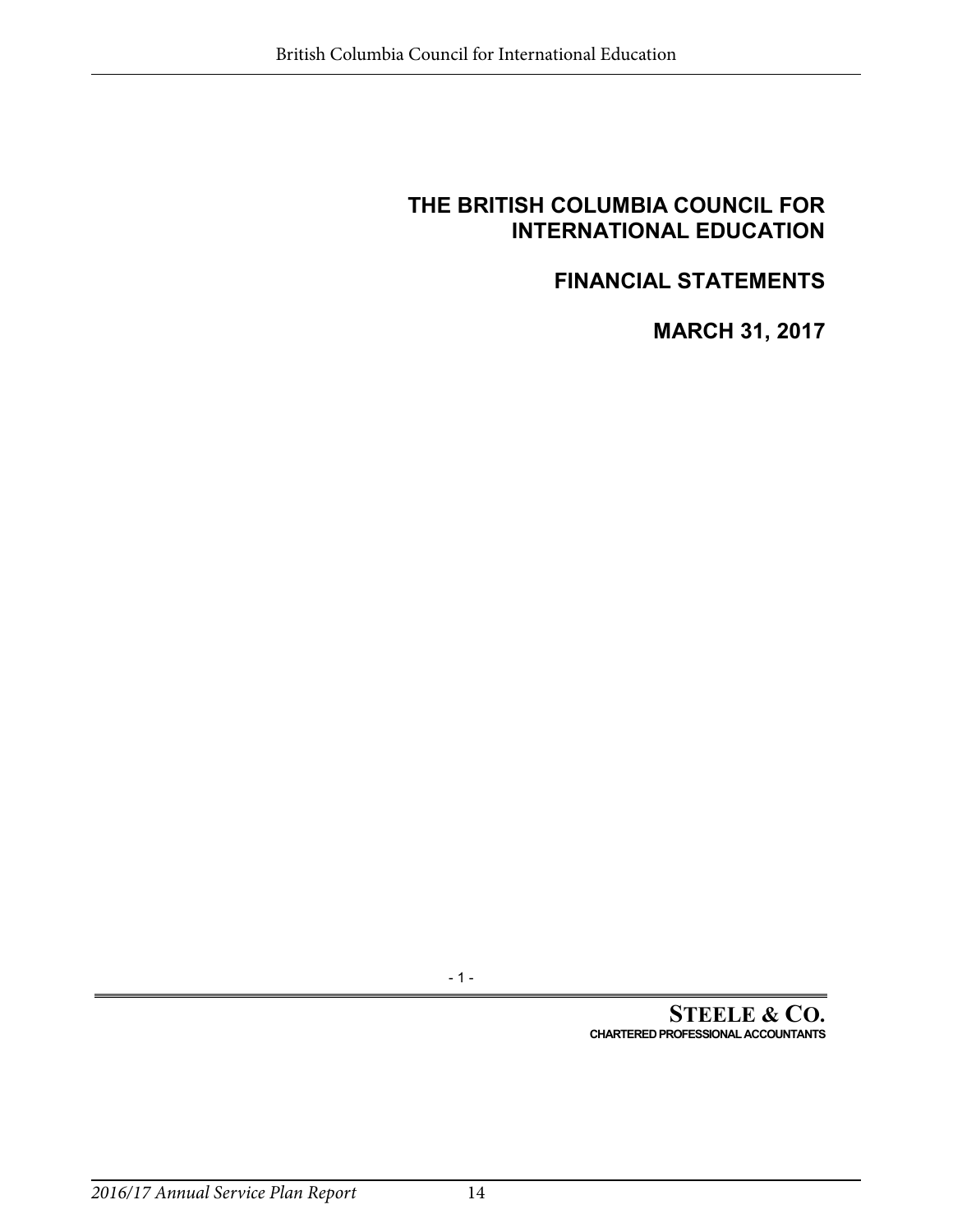# THE BRITISH COLUMBIA COUNCIL FOR INTERNATIONAL EDUCATION

## FINANCIAL STATEMENTS

## MARCH 31, 2017

**STEELE & CO.**
**CHARTERED PROFESSIONAL ACCOUNTANTS**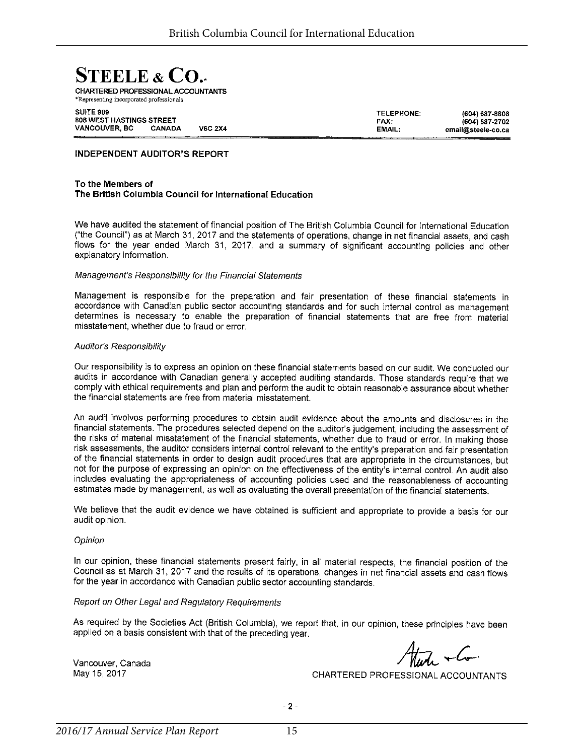**STEELE & CO.***

CHARTERED PROFESSIONAL ACCOUNTANTS
*Representing incorporated professionals

SUITE 909
808 WEST HASTINGS STREET
VANCOUVER, BC CANADA V6C 2X4

TELEPHONE: (604) 687-8808
FAX: (604) 687-2702
EMAIL: email@steele-co.ca

## INDEPENDENT AUDITOR'S REPORT

**To the Members of**
**The British Columbia Council for International Education**

We have audited the statement of financial position of The British Columbia Council for International Education ("the Council") as at March 31, 2017 and the statements of operations, change in net financial assets, and cash flows for the year ended March 31, 2017, and a summary of significant accounting policies and other explanatory information.

*Management's Responsibility for the Financial Statements*

Management is responsible for the preparation and fair presentation of these financial statements in accordance with Canadian public sector accounting standards and for such internal control as management determines is necessary to enable the preparation of financial statements that are free from material misstatement, whether due to fraud or error.

*Auditor's Responsibility*

Our responsibility is to express an opinion on these financial statements based on our audit. We conducted our audits in accordance with Canadian generally accepted auditing standards. Those standards require that we comply with ethical requirements and plan and perform the audit to obtain reasonable assurance about whether the financial statements are free from material misstatement.

An audit involves performing procedures to obtain audit evidence about the amounts and disclosures in the financial statements. The procedures selected depend on the auditor's judgement, including the assessment of the risks of material misstatement of the financial statements, whether due to fraud or error. In making those risk assessments, the auditor considers internal control relevant to the entity's preparation and fair presentation of the financial statements in order to design audit procedures that are appropriate in the circumstances, but not for the purpose of expressing an opinion on the effectiveness of the entity's internal control. An audit also includes evaluating the appropriateness of accounting policies used and the reasonableness of accounting estimates made by management, as well as evaluating the overall presentation of the financial statements.

We believe that the audit evidence we have obtained is sufficient and appropriate to provide a basis for our audit opinion.

*Opinion*

In our opinion, these financial statements present fairly, in all material respects, the financial position of the Council as at March 31, 2017 and the results of its operations, changes in net financial assets and cash flows for the year in accordance with Canadian public sector accounting standards.

*Report on Other Legal and Regulatory Requirements*

As required by the Societies Act (British Columbia), we report that, in our opinion, these principles have been applied on a basis consistent with that of the preceding year.

Vancouver, Canada
May 15, 2017

CHARTERED PROFESSIONAL ACCOUNTANTS

- 2 -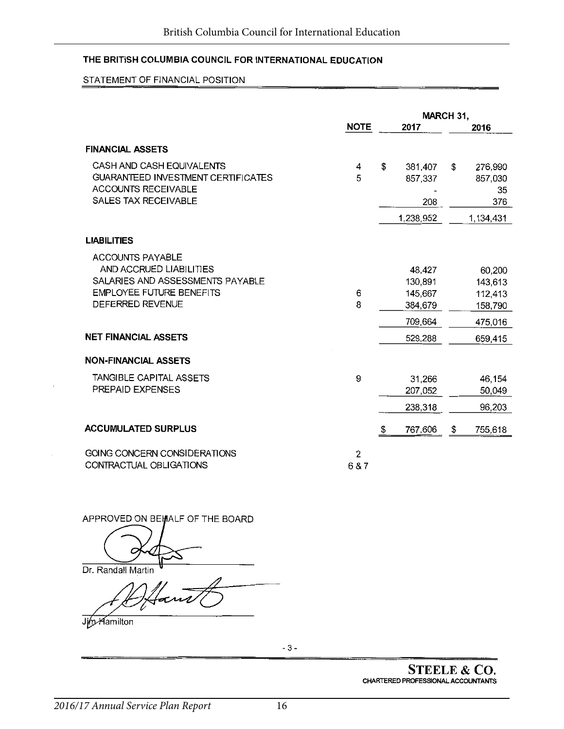## THE BRITISH COLUMBIA COUNCIL FOR INTERNATIONAL EDUCATION

STATEMENT OF FINANCIAL POSITION

| | NOTE | MARCH 31, 2017 | MARCH 31, 2016 |
|---|---|---|---|
| **FINANCIAL ASSETS** | | | |
| CASH AND CASH EQUIVALENTS | 4 | $ 381,407 | $ 276,990 |
| GUARANTEED INVESTMENT CERTIFICATES | 5 | 857,337 | 857,030 |
| ACCOUNTS RECEIVABLE | | - | 35 |
| SALES TAX RECEIVABLE | | 208 | 376 |
| | | 1,238,952 | 1,134,431 |
| **LIABILITIES** | | | |
| ACCOUNTS PAYABLE AND ACCRUED LIABILITIES | | 48,427 | 60,200 |
| SALARIES AND ASSESSMENTS PAYABLE | | 130,891 | 143,613 |
| EMPLOYEE FUTURE BENEFITS | 6 | 145,667 | 112,413 |
| DEFERRED REVENUE | 8 | 384,679 | 158,790 |
| | | 709,664 | 475,016 |
| **NET FINANCIAL ASSETS** | | 529,288 | 659,415 |
| **NON-FINANCIAL ASSETS** | | | |
| TANGIBLE CAPITAL ASSETS | 9 | 31,266 | 46,154 |
| PREPAID EXPENSES | | 207,052 | 50,049 |
| | | 238,318 | 96,203 |
| **ACCUMULATED SURPLUS** | | $ 767,606 | $ 755,618 |
| GOING CONCERN CONSIDERATIONS | 2 | | |
| CONTRACTUAL OBLIGATIONS | 6 & 7 | | |

APPROVED ON BEHALF OF THE BOARD

Dr. Randall Martin

Jim Hamilton

**STEELE & CO.**
CHARTERED PROFESSIONAL ACCOUNTANTS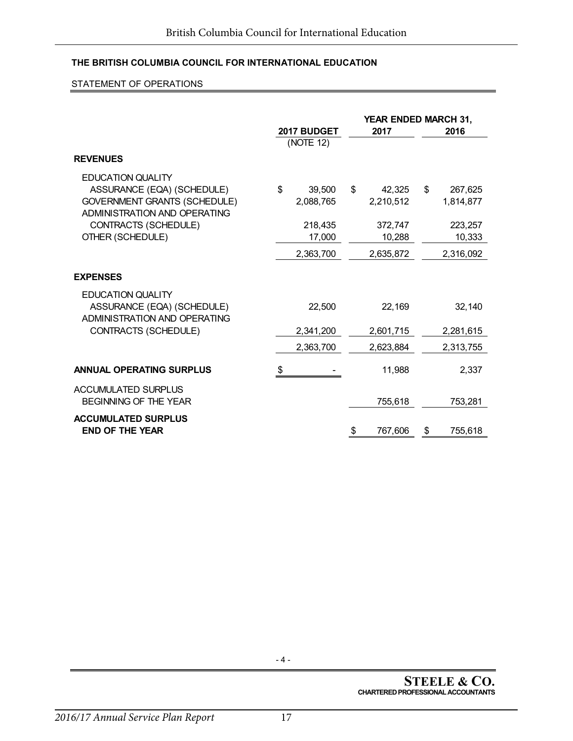**THE BRITISH COLUMBIA COUNCIL FOR INTERNATIONAL EDUCATION**

STATEMENT OF OPERATIONS

| | 2017 BUDGET (NOTE 12) | YEAR ENDED MARCH 31, 2017 | 2016 |
|---|---|---|---|
| **REVENUES** | | | |
| EDUCATION QUALITY ASSURANCE (EQA) (SCHEDULE) | $ 39,500 | $ 42,325 | $ 267,625 |
| GOVERNMENT GRANTS (SCHEDULE) | 2,088,765 | 2,210,512 | 1,814,877 |
| ADMINISTRATION AND OPERATING CONTRACTS (SCHEDULE) | 218,435 | 372,747 | 223,257 |
| OTHER (SCHEDULE) | 17,000 | 10,288 | 10,333 |
| | 2,363,700 | 2,635,872 | 2,316,092 |
| **EXPENSES** | | | |
| EDUCATION QUALITY ASSURANCE (EQA) (SCHEDULE) | 22,500 | 22,169 | 32,140 |
| ADMINISTRATION AND OPERATING CONTRACTS (SCHEDULE) | 2,341,200 | 2,601,715 | 2,281,615 |
| | 2,363,700 | 2,623,884 | 2,313,755 |
| **ANNUAL OPERATING SURPLUS** | $ - | 11,988 | 2,337 |
| ACCUMULATED SURPLUS BEGINNING OF THE YEAR | | 755,618 | 753,281 |
| **ACCUMULATED SURPLUS END OF THE YEAR** | | $ 767,606 | $ 755,618 |

- 4 -

**STEELE & CO.**
**CHARTERED PROFESSIONAL ACCOUNTANTS**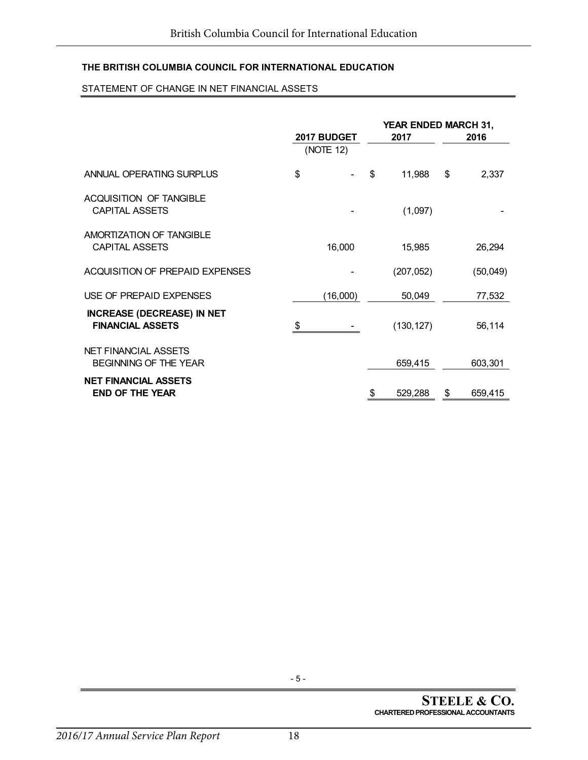**THE BRITISH COLUMBIA COUNCIL FOR INTERNATIONAL EDUCATION**

STATEMENT OF CHANGE IN NET FINANCIAL ASSETS

| | 2017 BUDGET (NOTE 12) | YEAR ENDED MARCH 31, 2017 | 2016 |
|---|---|---|---|
| ANNUAL OPERATING SURPLUS | $ - | $ 11,988 | $ 2,337 |
| ACQUISITION OF TANGIBLE CAPITAL ASSETS | - | (1,097) | - |
| AMORTIZATION OF TANGIBLE CAPITAL ASSETS | 16,000 | 15,985 | 26,294 |
| ACQUISITION OF PREPAID EXPENSES | - | (207,052) | (50,049) |
| USE OF PREPAID EXPENSES | (16,000) | 50,049 | 77,532 |
| **INCREASE (DECREASE) IN NET FINANCIAL ASSETS** | $ - | (130,127) | 56,114 |
| NET FINANCIAL ASSETS BEGINNING OF THE YEAR | | 659,415 | 603,301 |
| **NET FINANCIAL ASSETS END OF THE YEAR** | | $ 529,288 | $ 659,415 |

**STEELE & CO.**
**CHARTERED PROFESSIONAL ACCOUNTANTS**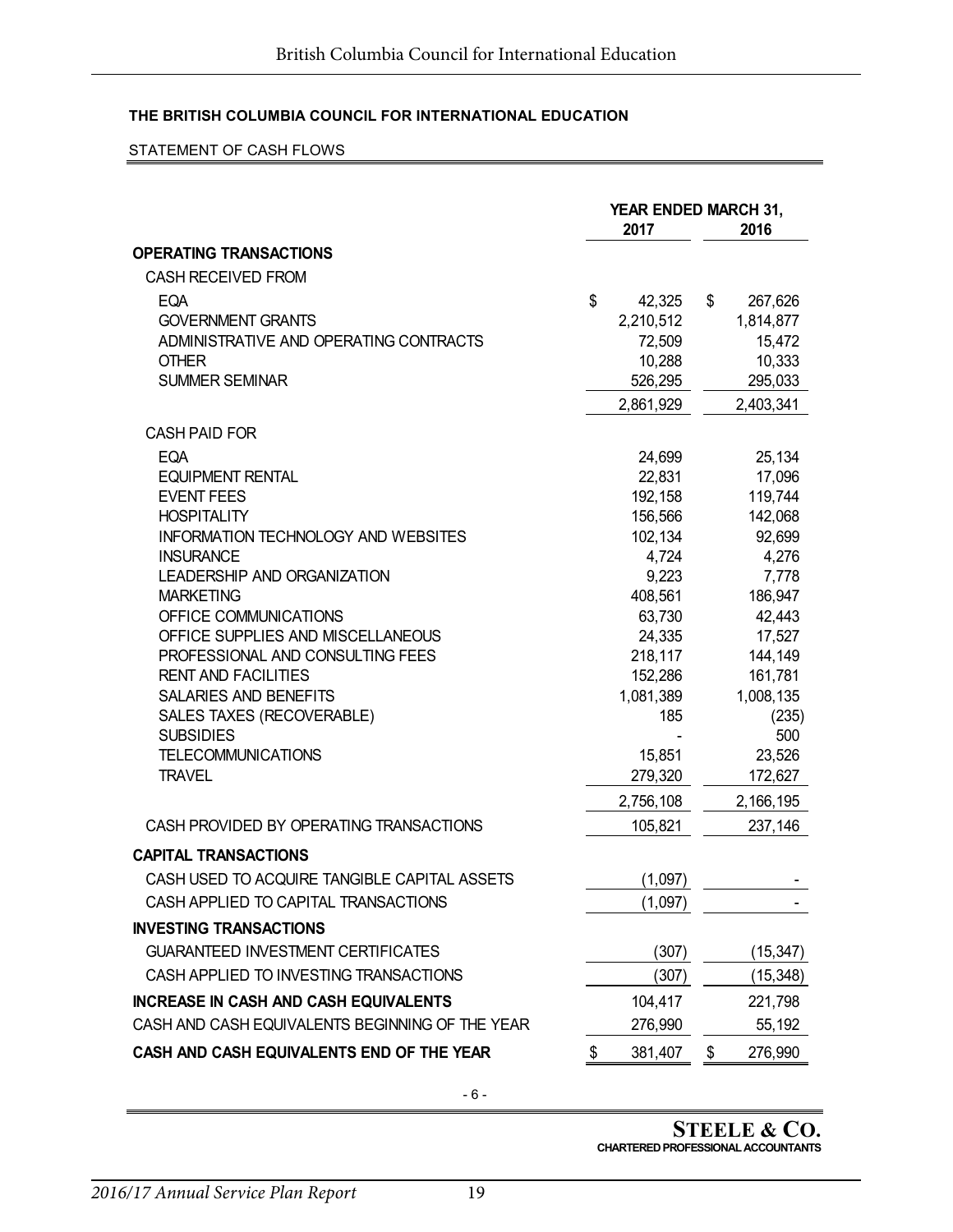### THE BRITISH COLUMBIA COUNCIL FOR INTERNATIONAL EDUCATION

STATEMENT OF CASH FLOWS

| | YEAR ENDED MARCH 31, 2017 | 2016 |
|---|---|---|
| **OPERATING TRANSACTIONS** | | |
| CASH RECEIVED FROM | | |
| EQA | $ 42,325 | $ 267,626 |
| GOVERNMENT GRANTS | 2,210,512 | 1,814,877 |
| ADMINISTRATIVE AND OPERATING CONTRACTS | 72,509 | 15,472 |
| OTHER | 10,288 | 10,333 |
| SUMMER SEMINAR | 526,295 | 295,033 |
| | 2,861,929 | 2,403,341 |
| CASH PAID FOR | | |
| EQA | 24,699 | 25,134 |
| EQUIPMENT RENTAL | 22,831 | 17,096 |
| EVENT FEES | 192,158 | 119,744 |
| HOSPITALITY | 156,566 | 142,068 |
| INFORMATION TECHNOLOGY AND WEBSITES | 102,134 | 92,699 |
| INSURANCE | 4,724 | 4,276 |
| LEADERSHIP AND ORGANIZATION | 9,223 | 7,778 |
| MARKETING | 408,561 | 186,947 |
| OFFICE COMMUNICATIONS | 63,730 | 42,443 |
| OFFICE SUPPLIES AND MISCELLANEOUS | 24,335 | 17,527 |
| PROFESSIONAL AND CONSULTING FEES | 218,117 | 144,149 |
| RENT AND FACILITIES | 152,286 | 161,781 |
| SALARIES AND BENEFITS | 1,081,389 | 1,008,135 |
| SALES TAXES (RECOVERABLE) | 185 | (235) |
| SUBSIDIES | - | 500 |
| TELECOMMUNICATIONS | 15,851 | 23,526 |
| TRAVEL | 279,320 | 172,627 |
| | 2,756,108 | 2,166,195 |
| CASH PROVIDED BY OPERATING TRANSACTIONS | 105,821 | 237,146 |
| **CAPITAL TRANSACTIONS** | | |
| CASH USED TO ACQUIRE TANGIBLE CAPITAL ASSETS | (1,097) | - |
| CASH APPLIED TO CAPITAL TRANSACTIONS | (1,097) | - |
| **INVESTING TRANSACTIONS** | | |
| GUARANTEED INVESTMENT CERTIFICATES | (307) | (15,347) |
| CASH APPLIED TO INVESTING TRANSACTIONS | (307) | (15,348) |
| **INCREASE IN CASH AND CASH EQUIVALENTS** | 104,417 | 221,798 |
| CASH AND CASH EQUIVALENTS BEGINNING OF THE YEAR | 276,990 | 55,192 |
| **CASH AND CASH EQUIVALENTS END OF THE YEAR** | $ 381,407 | $ 276,990 |

- 6 -

**STEELE & CO.**
**CHARTERED PROFESSIONAL ACCOUNTANTS**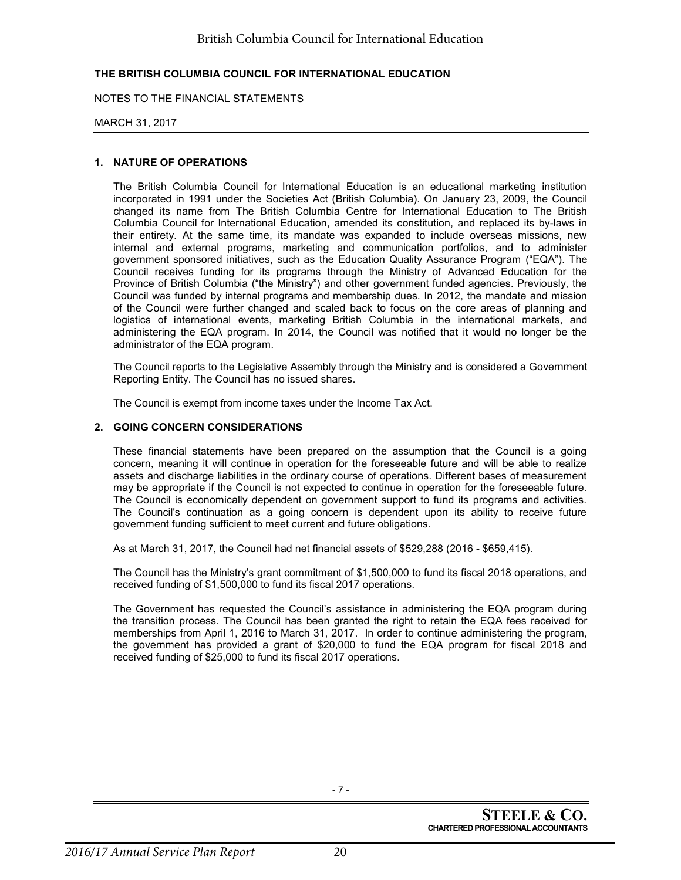**THE BRITISH COLUMBIA COUNCIL FOR INTERNATIONAL EDUCATION**

NOTES TO THE FINANCIAL STATEMENTS

MARCH 31, 2017

**1. NATURE OF OPERATIONS**

The British Columbia Council for International Education is an educational marketing institution incorporated in 1991 under the Societies Act (British Columbia). On January 23, 2009, the Council changed its name from The British Columbia Centre for International Education to The British Columbia Council for International Education, amended its constitution, and replaced its by-laws in their entirety. At the same time, its mandate was expanded to include overseas missions, new internal and external programs, marketing and communication portfolios, and to administer government sponsored initiatives, such as the Education Quality Assurance Program ("EQA"). The Council receives funding for its programs through the Ministry of Advanced Education for the Province of British Columbia ("the Ministry") and other government funded agencies. Previously, the Council was funded by internal programs and membership dues. In 2012, the mandate and mission of the Council were further changed and scaled back to focus on the core areas of planning and logistics of international events, marketing British Columbia in the international markets, and administering the EQA program. In 2014, the Council was notified that it would no longer be the administrator of the EQA program.

The Council reports to the Legislative Assembly through the Ministry and is considered a Government Reporting Entity. The Council has no issued shares.

The Council is exempt from income taxes under the Income Tax Act.

**2. GOING CONCERN CONSIDERATIONS**

These financial statements have been prepared on the assumption that the Council is a going concern, meaning it will continue in operation for the foreseeable future and will be able to realize assets and discharge liabilities in the ordinary course of operations. Different bases of measurement may be appropriate if the Council is not expected to continue in operation for the foreseeable future. The Council is economically dependent on government support to fund its programs and activities. The Council's continuation as a going concern is dependent upon its ability to receive future government funding sufficient to meet current and future obligations.

As at March 31, 2017, the Council had net financial assets of $529,288 (2016 - $659,415).

The Council has the Ministry's grant commitment of $1,500,000 to fund its fiscal 2018 operations, and received funding of $1,500,000 to fund its fiscal 2017 operations.

The Government has requested the Council's assistance in administering the EQA program during the transition process. The Council has been granted the right to retain the EQA fees received for memberships from April 1, 2016 to March 31, 2017. In order to continue administering the program, the government has provided a grant of $20,000 to fund the EQA program for fiscal 2018 and received funding of $25,000 to fund its fiscal 2017 operations.

**STEELE & CO.**
**CHARTERED PROFESSIONAL ACCOUNTANTS**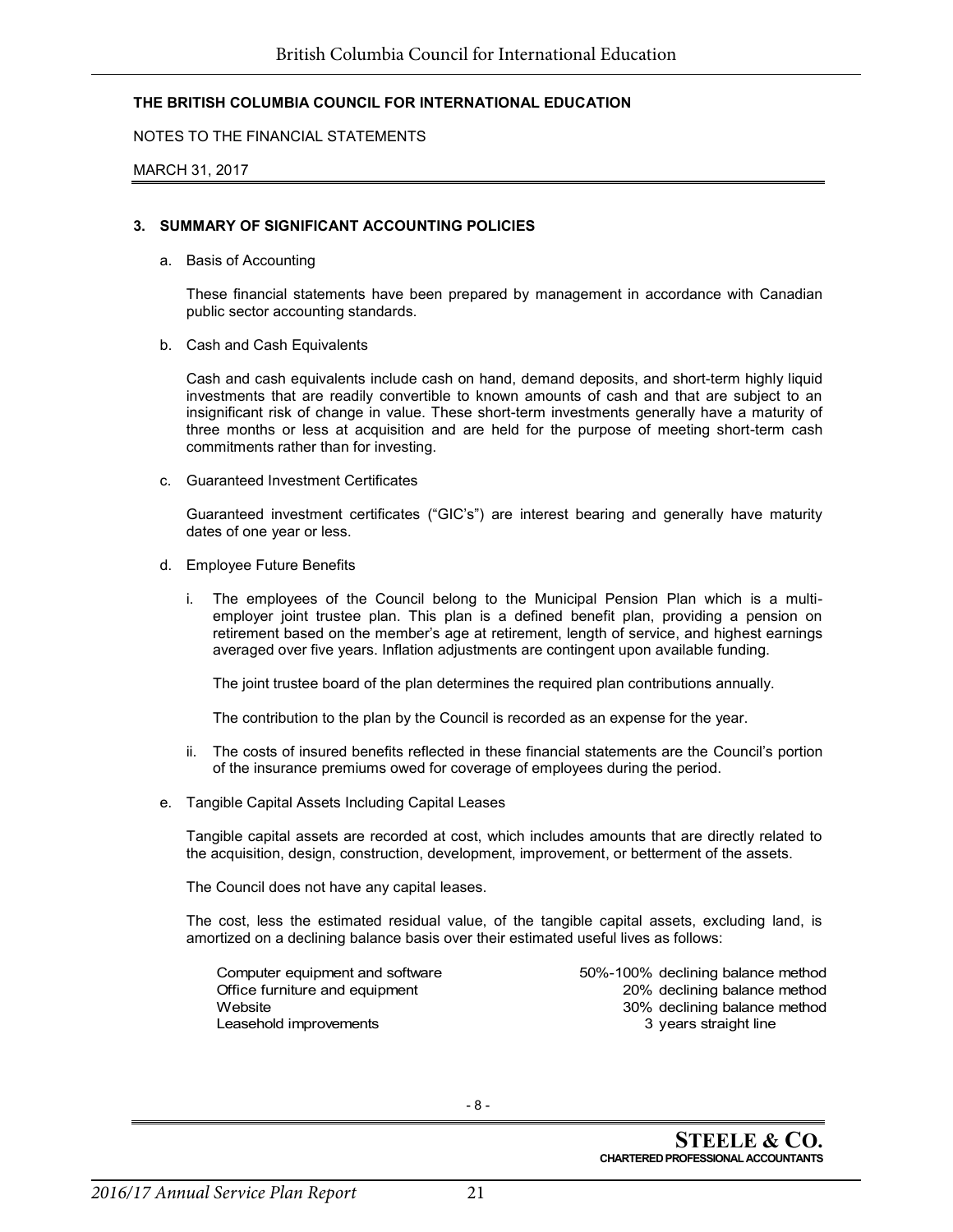**THE BRITISH COLUMBIA COUNCIL FOR INTERNATIONAL EDUCATION**

NOTES TO THE FINANCIAL STATEMENTS

MARCH 31, 2017

### 3. SUMMARY OF SIGNIFICANT ACCOUNTING POLICIES

a. Basis of Accounting

These financial statements have been prepared by management in accordance with Canadian public sector accounting standards.

b. Cash and Cash Equivalents

Cash and cash equivalents include cash on hand, demand deposits, and short-term highly liquid investments that are readily convertible to known amounts of cash and that are subject to an insignificant risk of change in value. These short-term investments generally have a maturity of three months or less at acquisition and are held for the purpose of meeting short-term cash commitments rather than for investing.

c. Guaranteed Investment Certificates

Guaranteed investment certificates ("GIC's") are interest bearing and generally have maturity dates of one year or less.

d. Employee Future Benefits

i. The employees of the Council belong to the Municipal Pension Plan which is a multi-employer joint trustee plan. This plan is a defined benefit plan, providing a pension on retirement based on the member's age at retirement, length of service, and highest earnings averaged over five years. Inflation adjustments are contingent upon available funding.

   The joint trustee board of the plan determines the required plan contributions annually.

   The contribution to the plan by the Council is recorded as an expense for the year.

ii. The costs of insured benefits reflected in these financial statements are the Council's portion of the insurance premiums owed for coverage of employees during the period.

e. Tangible Capital Assets Including Capital Leases

Tangible capital assets are recorded at cost, which includes amounts that are directly related to the acquisition, design, construction, development, improvement, or betterment of the assets.

The Council does not have any capital leases.

The cost, less the estimated residual value, of the tangible capital assets, excluding land, is amortized on a declining balance basis over their estimated useful lives as follows:

| | |
|---|---|
| Computer equipment and software | 50%-100% declining balance method |
| Office furniture and equipment | 20% declining balance method |
| Website | 30% declining balance method |
| Leasehold improvements | 3 years straight line |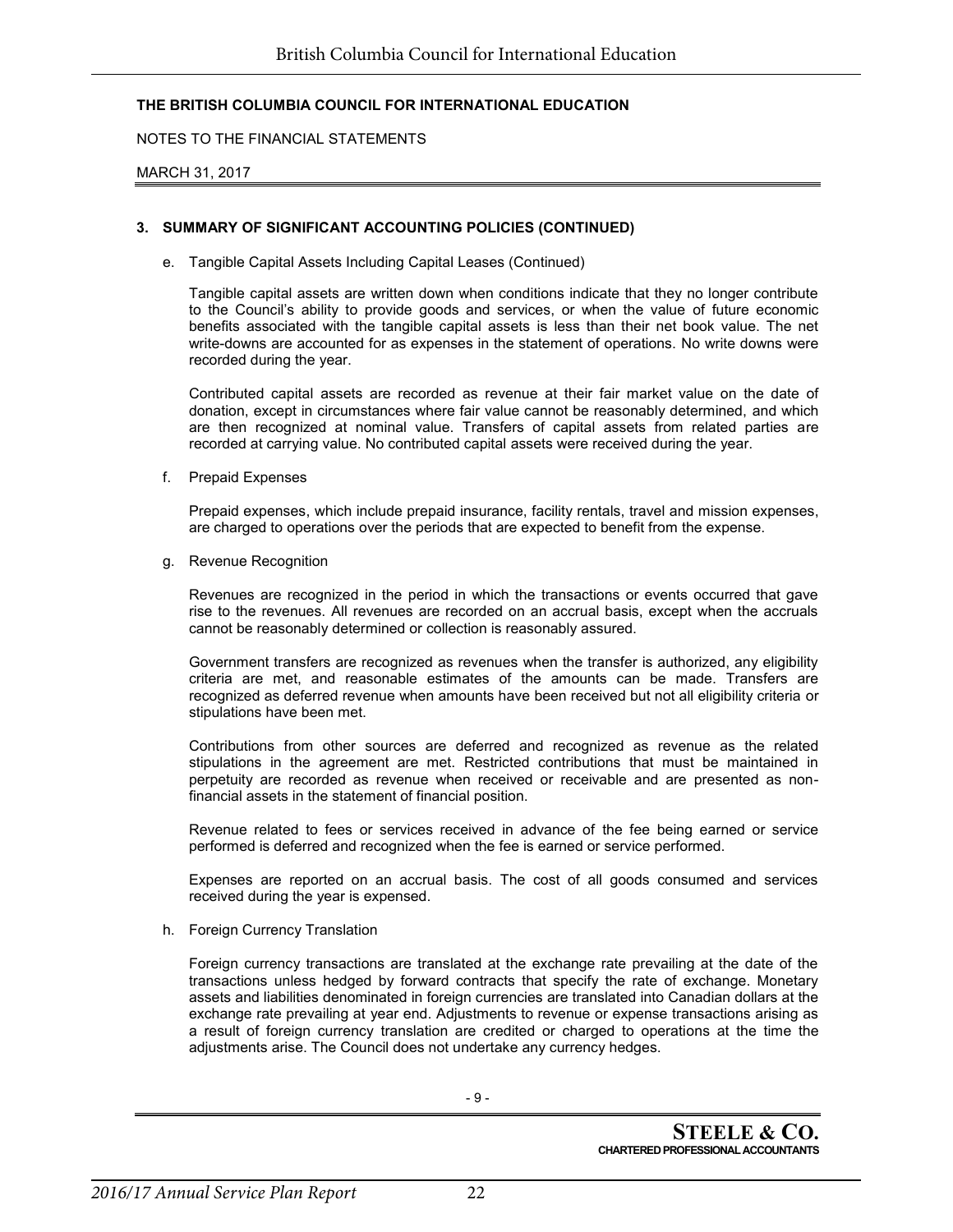**THE BRITISH COLUMBIA COUNCIL FOR INTERNATIONAL EDUCATION**

NOTES TO THE FINANCIAL STATEMENTS

MARCH 31, 2017

### 3. SUMMARY OF SIGNIFICANT ACCOUNTING POLICIES (CONTINUED)

e. Tangible Capital Assets Including Capital Leases (Continued)

Tangible capital assets are written down when conditions indicate that they no longer contribute to the Council's ability to provide goods and services, or when the value of future economic benefits associated with the tangible capital assets is less than their net book value. The net write-downs are accounted for as expenses in the statement of operations. No write downs were recorded during the year.

Contributed capital assets are recorded as revenue at their fair market value on the date of donation, except in circumstances where fair value cannot be reasonably determined, and which are then recognized at nominal value. Transfers of capital assets from related parties are recorded at carrying value. No contributed capital assets were received during the year.

f. Prepaid Expenses

Prepaid expenses, which include prepaid insurance, facility rentals, travel and mission expenses, are charged to operations over the periods that are expected to benefit from the expense.

g. Revenue Recognition

Revenues are recognized in the period in which the transactions or events occurred that gave rise to the revenues. All revenues are recorded on an accrual basis, except when the accruals cannot be reasonably determined or collection is reasonably assured.

Government transfers are recognized as revenues when the transfer is authorized, any eligibility criteria are met, and reasonable estimates of the amounts can be made. Transfers are recognized as deferred revenue when amounts have been received but not all eligibility criteria or stipulations have been met.

Contributions from other sources are deferred and recognized as revenue as the related stipulations in the agreement are met. Restricted contributions that must be maintained in perpetuity are recorded as revenue when received or receivable and are presented as non-financial assets in the statement of financial position.

Revenue related to fees or services received in advance of the fee being earned or service performed is deferred and recognized when the fee is earned or service performed.

Expenses are reported on an accrual basis. The cost of all goods consumed and services received during the year is expensed.

h. Foreign Currency Translation

Foreign currency transactions are translated at the exchange rate prevailing at the date of the transactions unless hedged by forward contracts that specify the rate of exchange. Monetary assets and liabilities denominated in foreign currencies are translated into Canadian dollars at the exchange rate prevailing at year end. Adjustments to revenue or expense transactions arising as a result of foreign currency translation are credited or charged to operations at the time the adjustments arise. The Council does not undertake any currency hedges.

**STEELE & CO.**
**CHARTERED PROFESSIONAL ACCOUNTANTS**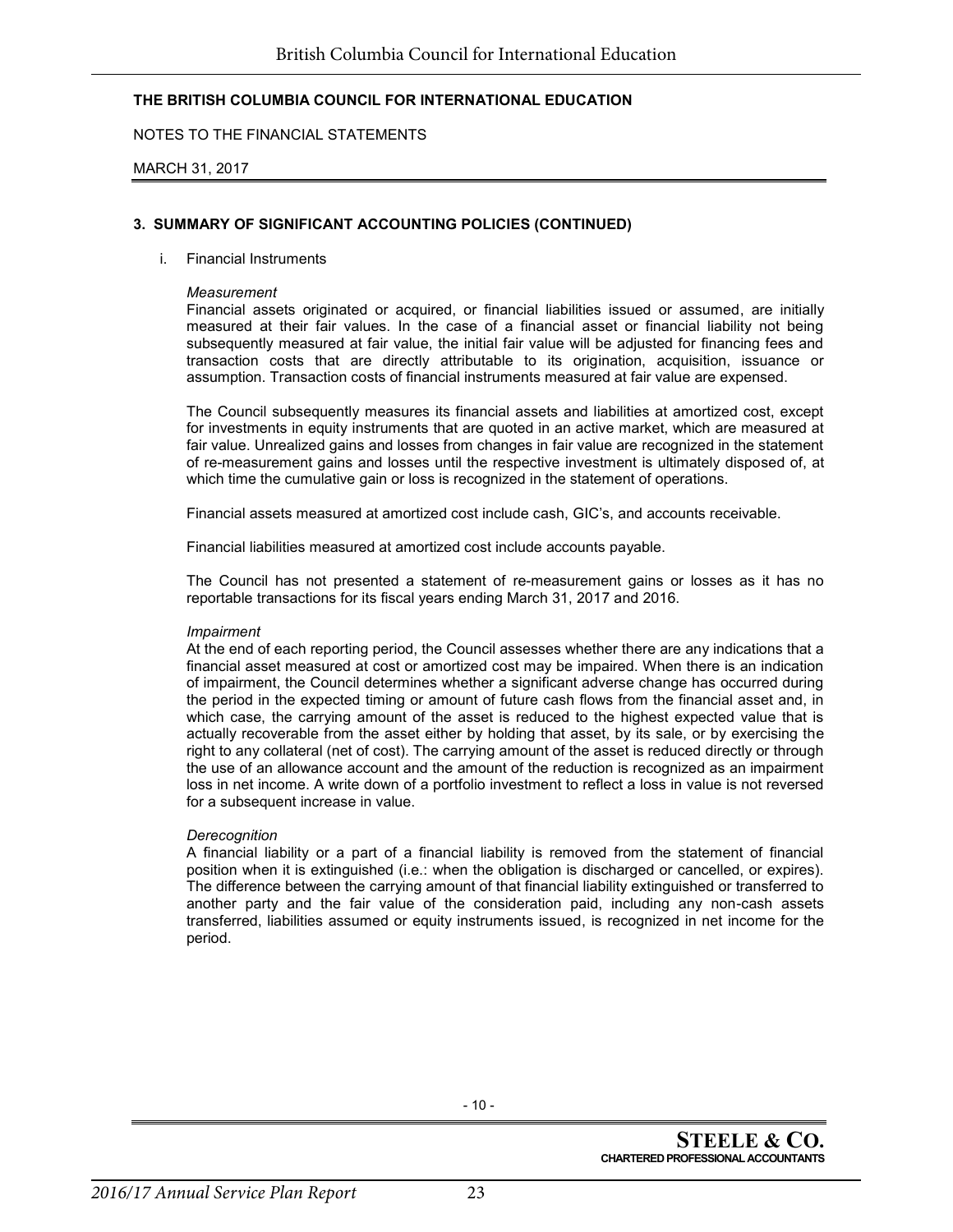**THE BRITISH COLUMBIA COUNCIL FOR INTERNATIONAL EDUCATION**

NOTES TO THE FINANCIAL STATEMENTS

MARCH 31, 2017

### 3. SUMMARY OF SIGNIFICANT ACCOUNTING POLICIES (CONTINUED)

i. Financial Instruments

*Measurement*
Financial assets originated or acquired, or financial liabilities issued or assumed, are initially measured at their fair values. In the case of a financial asset or financial liability not being subsequently measured at fair value, the initial fair value will be adjusted for financing fees and transaction costs that are directly attributable to its origination, acquisition, issuance or assumption. Transaction costs of financial instruments measured at fair value are expensed.

The Council subsequently measures its financial assets and liabilities at amortized cost, except for investments in equity instruments that are quoted in an active market, which are measured at fair value. Unrealized gains and losses from changes in fair value are recognized in the statement of re-measurement gains and losses until the respective investment is ultimately disposed of, at which time the cumulative gain or loss is recognized in the statement of operations.

Financial assets measured at amortized cost include cash, GIC's, and accounts receivable.

Financial liabilities measured at amortized cost include accounts payable.

The Council has not presented a statement of re-measurement gains or losses as it has no reportable transactions for its fiscal years ending March 31, 2017 and 2016.

*Impairment*
At the end of each reporting period, the Council assesses whether there are any indications that a financial asset measured at cost or amortized cost may be impaired. When there is an indication of impairment, the Council determines whether a significant adverse change has occurred during the period in the expected timing or amount of future cash flows from the financial asset and, in which case, the carrying amount of the asset is reduced to the highest expected value that is actually recoverable from the asset either by holding that asset, by its sale, or by exercising the right to any collateral (net of cost). The carrying amount of the asset is reduced directly or through the use of an allowance account and the amount of the reduction is recognized as an impairment loss in net income. A write down of a portfolio investment to reflect a loss in value is not reversed for a subsequent increase in value.

*Derecognition*
A financial liability or a part of a financial liability is removed from the statement of financial position when it is extinguished (i.e.: when the obligation is discharged or cancelled, or expires). The difference between the carrying amount of that financial liability extinguished or transferred to another party and the fair value of the consideration paid, including any non-cash assets transferred, liabilities assumed or equity instruments issued, is recognized in net income for the period.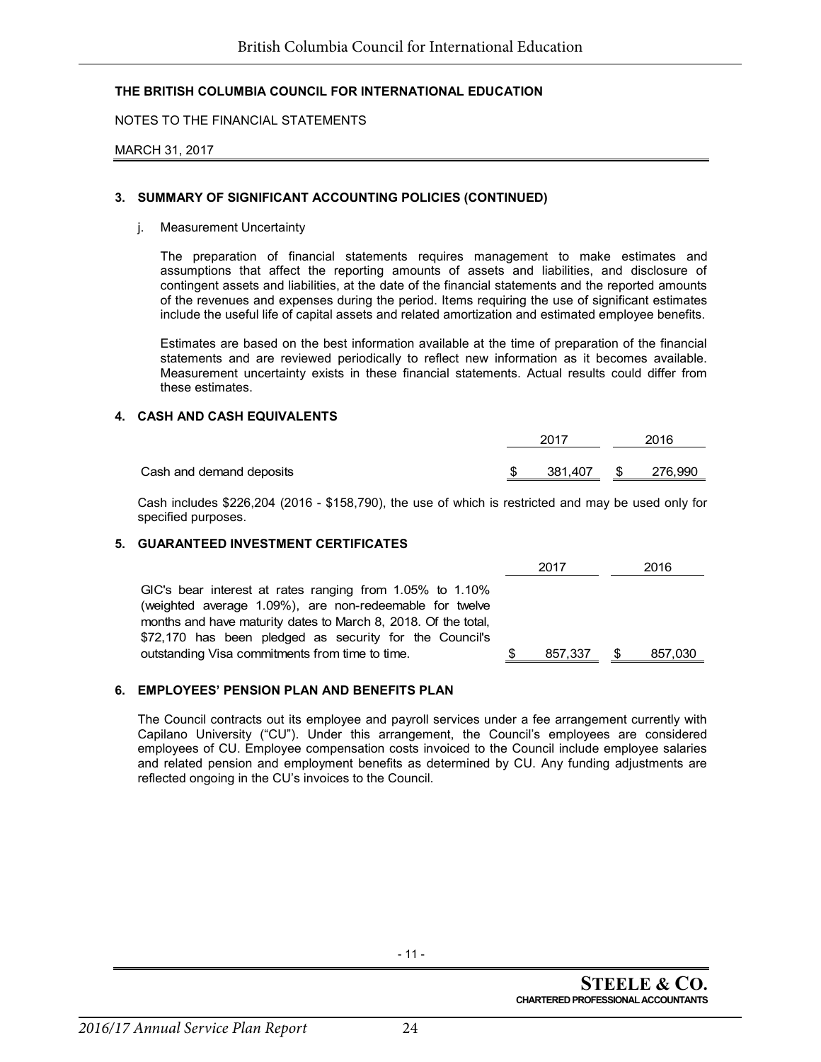**THE BRITISH COLUMBIA COUNCIL FOR INTERNATIONAL EDUCATION**

NOTES TO THE FINANCIAL STATEMENTS

MARCH 31, 2017

**3. SUMMARY OF SIGNIFICANT ACCOUNTING POLICIES (CONTINUED)**

j. Measurement Uncertainty

The preparation of financial statements requires management to make estimates and assumptions that affect the reporting amounts of assets and liabilities, and disclosure of contingent assets and liabilities, at the date of the financial statements and the reported amounts of the revenues and expenses during the period. Items requiring the use of significant estimates include the useful life of capital assets and related amortization and estimated employee benefits.

Estimates are based on the best information available at the time of preparation of the financial statements and are reviewed periodically to reflect new information as it becomes available. Measurement uncertainty exists in these financial statements. Actual results could differ from these estimates.

**4. CASH AND CASH EQUIVALENTS**

| | 2017 | 2016 |
|---|---|---|
| Cash and demand deposits | $ 381,407 | $ 276,990 |

Cash includes $226,204 (2016 - $158,790), the use of which is restricted and may be used only for specified purposes.

**5. GUARANTEED INVESTMENT CERTIFICATES**

| | 2017 | 2016 |
|---|---|---|
| GIC's bear interest at rates ranging from 1.05% to 1.10% (weighted average 1.09%), are non-redeemable for twelve months and have maturity dates to March 8, 2018. Of the total, $72,170 has been pledged as security for the Council's outstanding Visa commitments from time to time. | $ 857,337 | $ 857,030 |

**6. EMPLOYEES' PENSION PLAN AND BENEFITS PLAN**

The Council contracts out its employee and payroll services under a fee arrangement currently with Capilano University ("CU"). Under this arrangement, the Council's employees are considered employees of CU. Employee compensation costs invoiced to the Council include employee salaries and related pension and employment benefits as determined by CU. Any funding adjustments are reflected ongoing in the CU's invoices to the Council.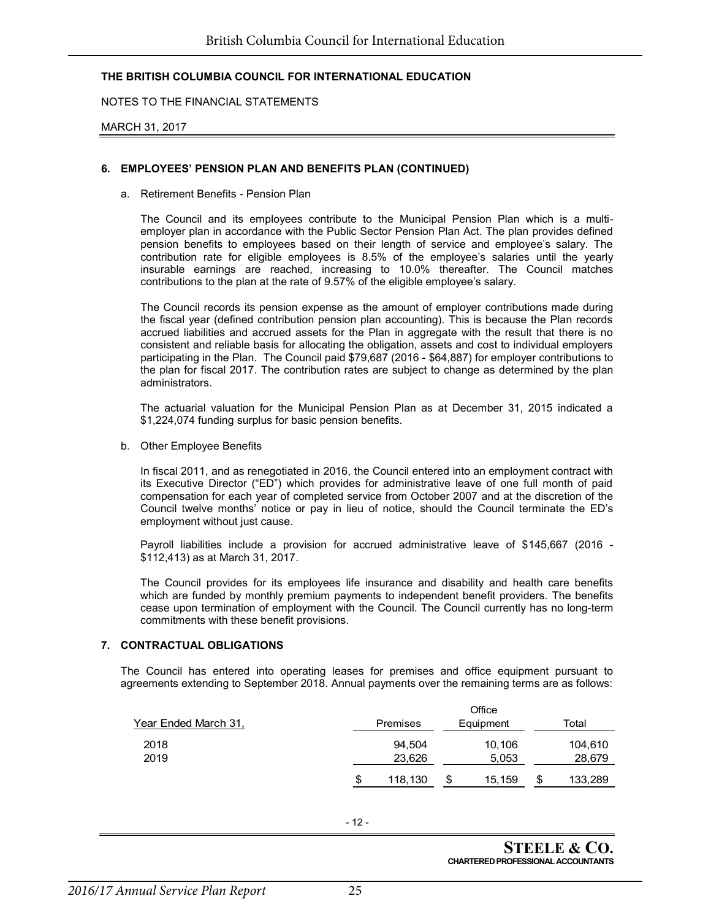**THE BRITISH COLUMBIA COUNCIL FOR INTERNATIONAL EDUCATION**

NOTES TO THE FINANCIAL STATEMENTS

MARCH 31, 2017

## 6. EMPLOYEES' PENSION PLAN AND BENEFITS PLAN (CONTINUED)

a. Retirement Benefits - Pension Plan

The Council and its employees contribute to the Municipal Pension Plan which is a multi-employer plan in accordance with the Public Sector Pension Plan Act. The plan provides defined pension benefits to employees based on their length of service and employee's salary. The contribution rate for eligible employees is 8.5% of the employee's salaries until the yearly insurable earnings are reached, increasing to 10.0% thereafter. The Council matches contributions to the plan at the rate of 9.57% of the eligible employee's salary.

The Council records its pension expense as the amount of employer contributions made during the fiscal year (defined contribution pension plan accounting). This is because the Plan records accrued liabilities and accrued assets for the Plan in aggregate with the result that there is no consistent and reliable basis for allocating the obligation, assets and cost to individual employers participating in the Plan. The Council paid $79,687 (2016 - $64,887) for employer contributions to the plan for fiscal 2017. The contribution rates are subject to change as determined by the plan administrators.

The actuarial valuation for the Municipal Pension Plan as at December 31, 2015 indicated a $1,224,074 funding surplus for basic pension benefits.

b. Other Employee Benefits

In fiscal 2011, and as renegotiated in 2016, the Council entered into an employment contract with its Executive Director ("ED") which provides for administrative leave of one full month of paid compensation for each year of completed service from October 2007 and at the discretion of the Council twelve months' notice or pay in lieu of notice, should the Council terminate the ED's employment without just cause.

Payroll liabilities include a provision for accrued administrative leave of $145,667 (2016 - $112,413) as at March 31, 2017.

The Council provides for its employees life insurance and disability and health care benefits which are funded by monthly premium payments to independent benefit providers. The benefits cease upon termination of employment with the Council. The Council currently has no long-term commitments with these benefit provisions.

## 7. CONTRACTUAL OBLIGATIONS

The Council has entered into operating leases for premises and office equipment pursuant to agreements extending to September 2018. Annual payments over the remaining terms are as follows:

| Year Ended March 31, | Premises | Office Equipment | Total |
|---|---|---|---|
| 2018 | 94,504 | 10,106 | 104,610 |
| 2019 | 23,626 | 5,053 | 28,679 |
| | $ 118,130 | $ 15,159 | $ 133,289 |

**STEELE & CO.**
**CHARTERED PROFESSIONAL ACCOUNTANTS**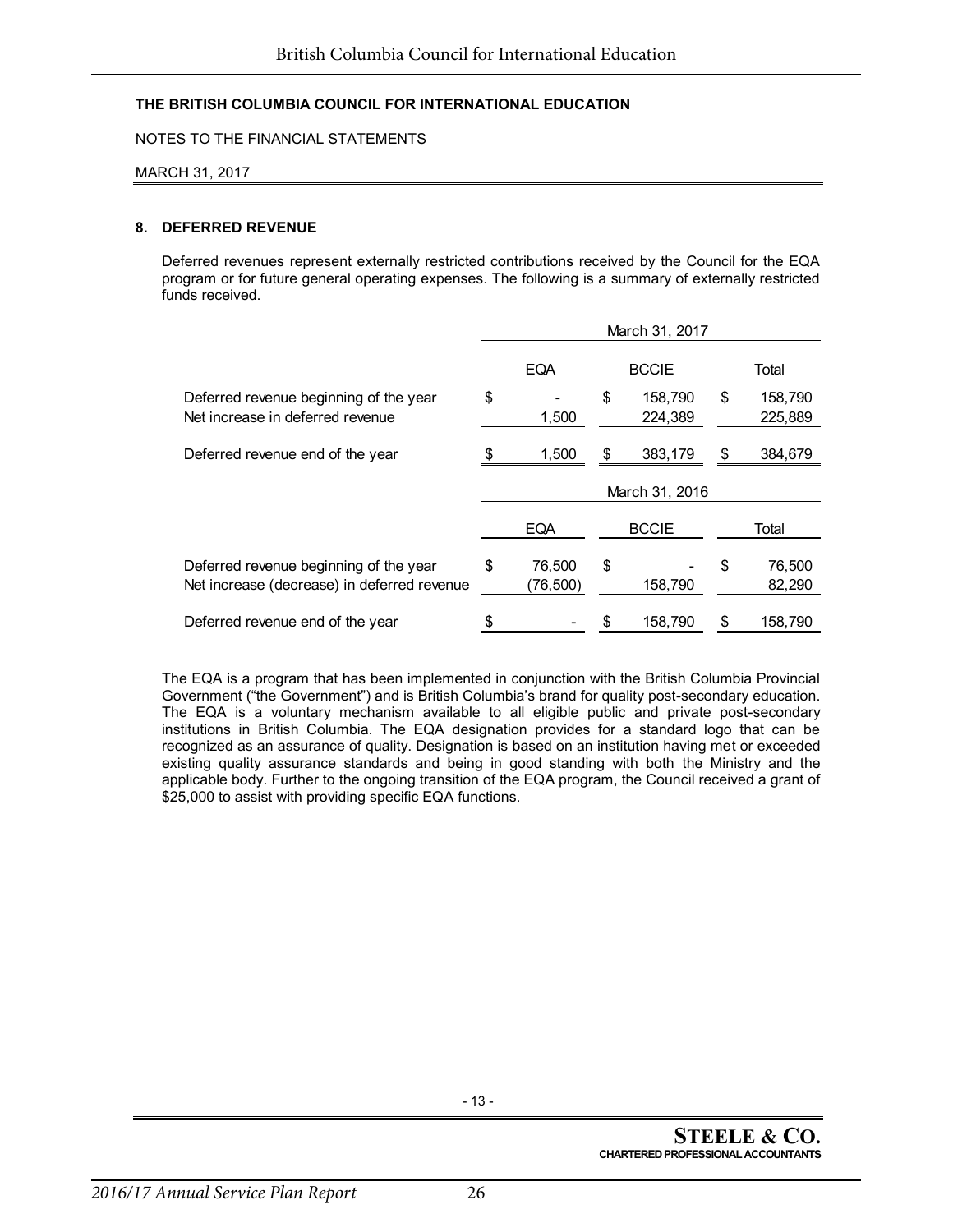**THE BRITISH COLUMBIA COUNCIL FOR INTERNATIONAL EDUCATION**

NOTES TO THE FINANCIAL STATEMENTS

MARCH 31, 2017

**8. DEFERRED REVENUE**

Deferred revenues represent externally restricted contributions received by the Council for the EQA program or for future general operating expenses. The following is a summary of externally restricted funds received.

| | March 31, 2017 | | |
|---|---|---|---|
| | EQA | BCCIE | Total |
| Deferred revenue beginning of the year | $ - | $ 158,790 | $ 158,790 |
| Net increase in deferred revenue | 1,500 | 224,389 | 225,889 |
| Deferred revenue end of the year | $ 1,500 | $ 383,179 | $ 384,679 |

| | March 31, 2016 | | |
|---|---|---|---|
| | EQA | BCCIE | Total |
| Deferred revenue beginning of the year | $ 76,500 | $ - | $ 76,500 |
| Net increase (decrease) in deferred revenue | (76,500) | 158,790 | 82,290 |
| Deferred revenue end of the year | $ - | $ 158,790 | $ 158,790 |

The EQA is a program that has been implemented in conjunction with the British Columbia Provincial Government ("the Government") and is British Columbia's brand for quality post-secondary education. The EQA is a voluntary mechanism available to all eligible public and private post-secondary institutions in British Columbia. The EQA designation provides for a standard logo that can be recognized as an assurance of quality. Designation is based on an institution having met or exceeded existing quality assurance standards and being in good standing with both the Ministry and the applicable body. Further to the ongoing transition of the EQA program, the Council received a grant of $25,000 to assist with providing specific EQA functions.

**STEELE & CO.**
CHARTERED PROFESSIONAL ACCOUNTANTS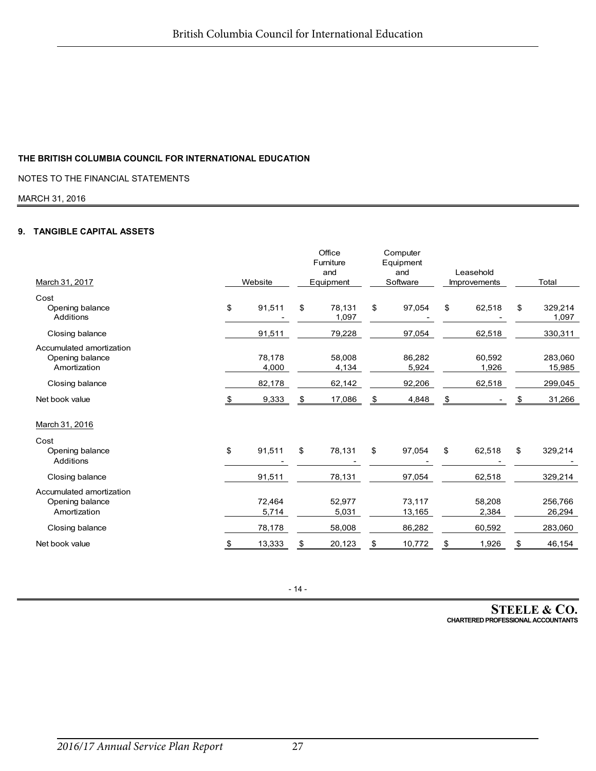**THE BRITISH COLUMBIA COUNCIL FOR INTERNATIONAL EDUCATION**

NOTES TO THE FINANCIAL STATEMENTS

MARCH 31, 2016

**9. TANGIBLE CAPITAL ASSETS**

| March 31, 2017 | Website | Office Furniture and Equipment | Computer Equipment and Software | Leasehold Improvements | Total |
|---|---|---|---|---|---|
| Cost | | | | | |
| Opening balance | $ 91,511 | $ 78,131 | $ 97,054 | $ 62,518 | $ 329,214 |
| Additions | - | 1,097 | - | - | 1,097 |
| Closing balance | 91,511 | 79,228 | 97,054 | 62,518 | 330,311 |
| Accumulated amortization | | | | | |
| Opening balance | 78,178 | 58,008 | 86,282 | 60,592 | 283,060 |
| Amortization | 4,000 | 4,134 | 5,924 | 1,926 | 15,985 |
| Closing balance | 82,178 | 62,142 | 92,206 | 62,518 | 299,045 |
| Net book value | $ 9,333 | $ 17,086 | $ 4,848 | $ - | $ 31,266 |

| March 31, 2016 | Website | Office Furniture and Equipment | Computer Equipment and Software | Leasehold Improvements | Total |
|---|---|---|---|---|---|
| Cost | | | | | |
| Opening balance | $ 91,511 | $ 78,131 | $ 97,054 | $ 62,518 | $ 329,214 |
| Additions | - | - | - | - | - |
| Closing balance | 91,511 | 78,131 | 97,054 | 62,518 | 329,214 |
| Accumulated amortization | | | | | |
| Opening balance | 72,464 | 52,977 | 73,117 | 58,208 | 256,766 |
| Amortization | 5,714 | 5,031 | 13,165 | 2,384 | 26,294 |
| Closing balance | 78,178 | 58,008 | 86,282 | 60,592 | 283,060 |
| Net book value | $ 13,333 | $ 20,123 | $ 10,772 | $ 1,926 | $ 46,154 |

- 14 -

**STEELE & CO.**
**CHARTERED PROFESSIONAL ACCOUNTANTS**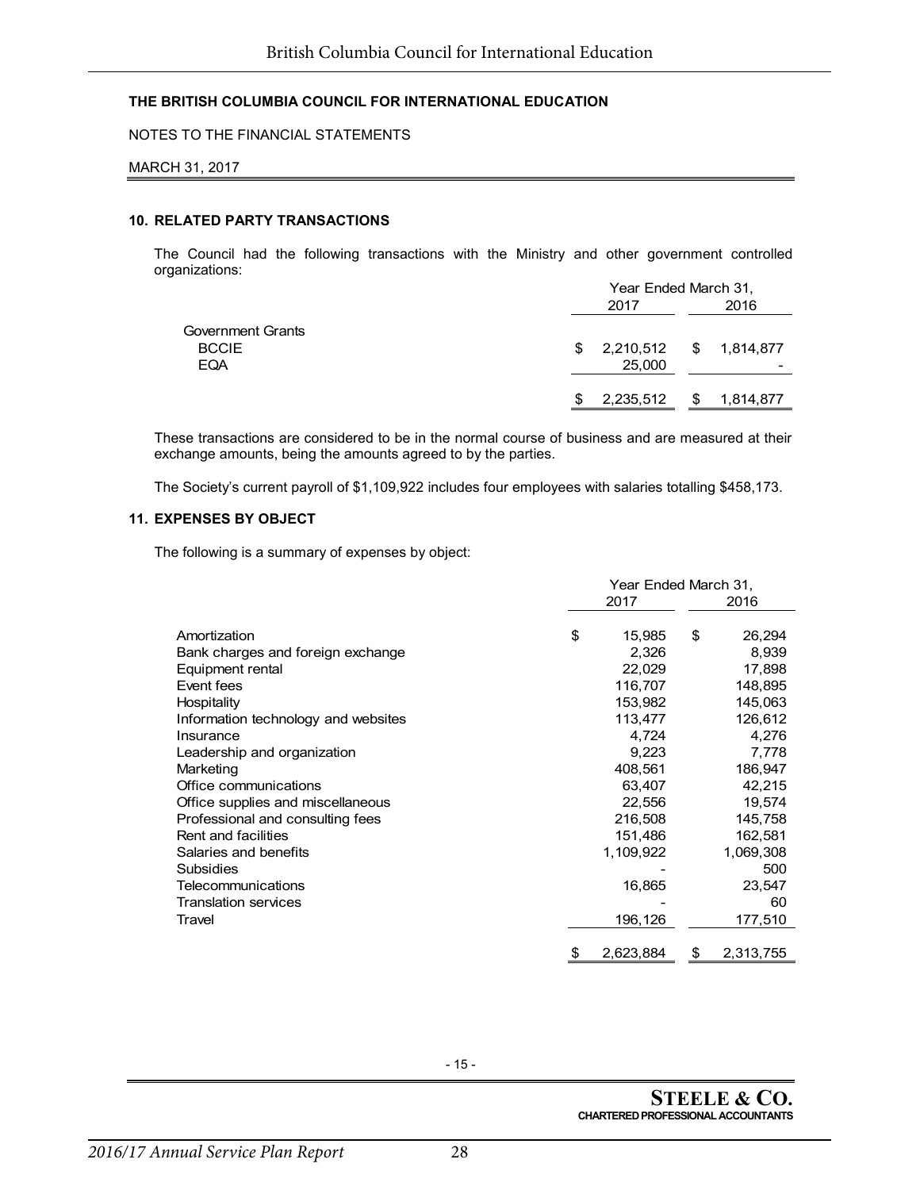**THE BRITISH COLUMBIA COUNCIL FOR INTERNATIONAL EDUCATION**

NOTES TO THE FINANCIAL STATEMENTS

MARCH 31, 2017

### 10. RELATED PARTY TRANSACTIONS

The Council had the following transactions with the Ministry and other government controlled organizations:

| | Year Ended March 31, 2017 | Year Ended March 31, 2016 |
|---|---|---|
| Government Grants | | |
| BCCIE | $ 2,210,512 | $ 1,814,877 |
| EQA | 25,000 | - |
| | $ 2,235,512 | $ 1,814,877 |

These transactions are considered to be in the normal course of business and are measured at their exchange amounts, being the amounts agreed to by the parties.

The Society's current payroll of $1,109,922 includes four employees with salaries totalling $458,173.

### 11. EXPENSES BY OBJECT

The following is a summary of expenses by object:

| | Year Ended March 31, 2017 | Year Ended March 31, 2016 |
|---|---|---|
| Amortization | $ 15,985 | $ 26,294 |
| Bank charges and foreign exchange | 2,326 | 8,939 |
| Equipment rental | 22,029 | 17,898 |
| Event fees | 116,707 | 148,895 |
| Hospitality | 153,982 | 145,063 |
| Information technology and websites | 113,477 | 126,612 |
| Insurance | 4,724 | 4,276 |
| Leadership and organization | 9,223 | 7,778 |
| Marketing | 408,561 | 186,947 |
| Office communications | 63,407 | 42,215 |
| Office supplies and miscellaneous | 22,556 | 19,574 |
| Professional and consulting fees | 216,508 | 145,758 |
| Rent and facilities | 151,486 | 162,581 |
| Salaries and benefits | 1,109,922 | 1,069,308 |
| Subsidies | - | 500 |
| Telecommunications | 16,865 | 23,547 |
| Translation services | - | 60 |
| Travel | 196,126 | 177,510 |
| | $ 2,623,884 | $ 2,313,755 |

- 15 -

**STEELE & CO.**
**CHARTERED PROFESSIONAL ACCOUNTANTS**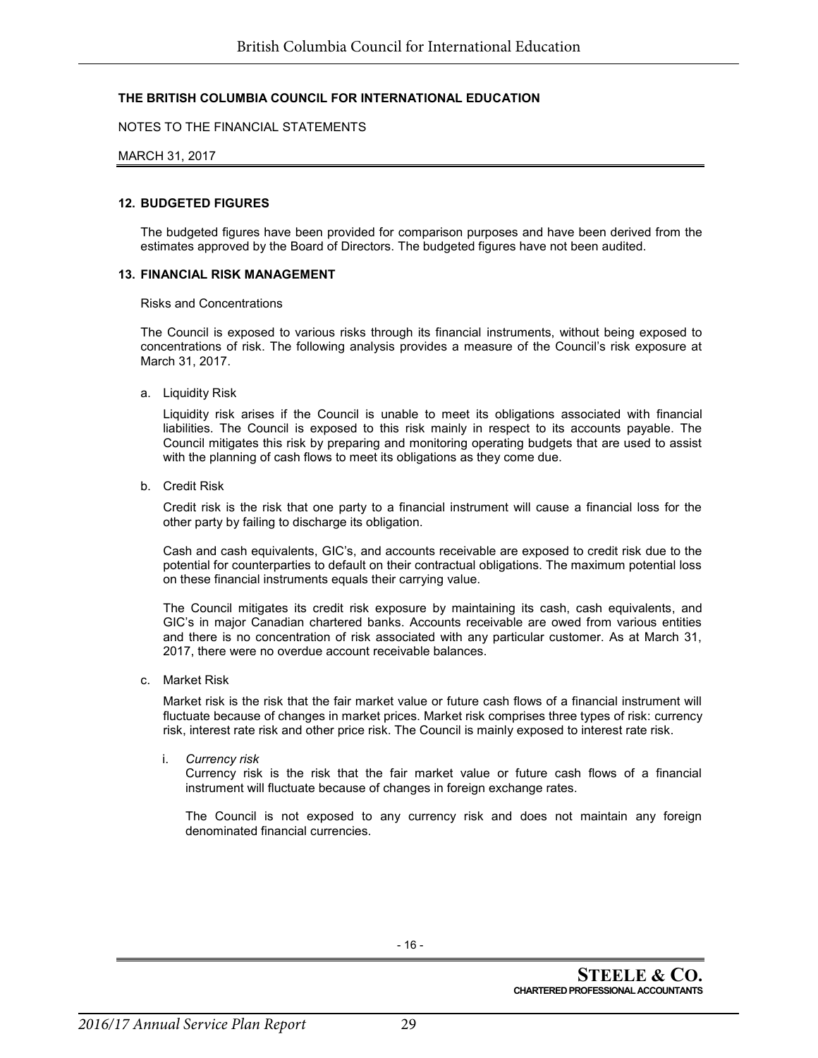**THE BRITISH COLUMBIA COUNCIL FOR INTERNATIONAL EDUCATION**

NOTES TO THE FINANCIAL STATEMENTS

MARCH 31, 2017

**12. BUDGETED FIGURES**

The budgeted figures have been provided for comparison purposes and have been derived from the estimates approved by the Board of Directors. The budgeted figures have not been audited.

**13. FINANCIAL RISK MANAGEMENT**

Risks and Concentrations

The Council is exposed to various risks through its financial instruments, without being exposed to concentrations of risk. The following analysis provides a measure of the Council's risk exposure at March 31, 2017.

a. Liquidity Risk

   Liquidity risk arises if the Council is unable to meet its obligations associated with financial liabilities. The Council is exposed to this risk mainly in respect to its accounts payable. The Council mitigates this risk by preparing and monitoring operating budgets that are used to assist with the planning of cash flows to meet its obligations as they come due.

b. Credit Risk

   Credit risk is the risk that one party to a financial instrument will cause a financial loss for the other party by failing to discharge its obligation.

   Cash and cash equivalents, GIC's, and accounts receivable are exposed to credit risk due to the potential for counterparties to default on their contractual obligations. The maximum potential loss on these financial instruments equals their carrying value.

   The Council mitigates its credit risk exposure by maintaining its cash, cash equivalents, and GIC's in major Canadian chartered banks. Accounts receivable are owed from various entities and there is no concentration of risk associated with any particular customer. As at March 31, 2017, there were no overdue account receivable balances.

c. Market Risk

   Market risk is the risk that the fair market value or future cash flows of a financial instrument will fluctuate because of changes in market prices. Market risk comprises three types of risk: currency risk, interest rate risk and other price risk. The Council is mainly exposed to interest rate risk.

   i. *Currency risk*
      Currency risk is the risk that the fair market value or future cash flows of a financial instrument will fluctuate because of changes in foreign exchange rates.

      The Council is not exposed to any currency risk and does not maintain any foreign denominated financial currencies.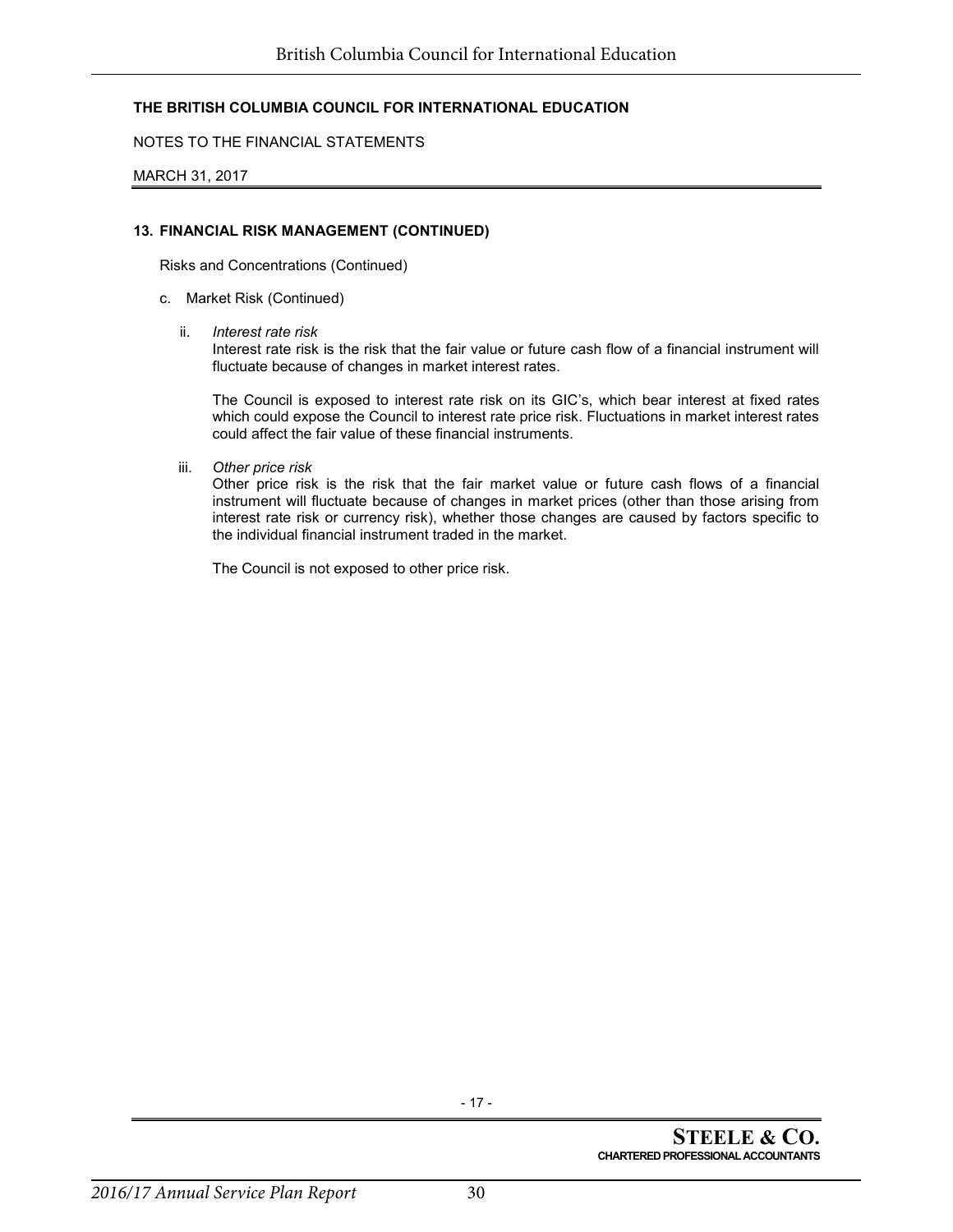**THE BRITISH COLUMBIA COUNCIL FOR INTERNATIONAL EDUCATION**

NOTES TO THE FINANCIAL STATEMENTS

MARCH 31, 2017

**13. FINANCIAL RISK MANAGEMENT (CONTINUED)**

Risks and Concentrations (Continued)

c. Market Risk (Continued)

ii. *Interest rate risk*
Interest rate risk is the risk that the fair value or future cash flow of a financial instrument will fluctuate because of changes in market interest rates.

The Council is exposed to interest rate risk on its GIC's, which bear interest at fixed rates which could expose the Council to interest rate price risk. Fluctuations in market interest rates could affect the fair value of these financial instruments.

iii. *Other price risk*
Other price risk is the risk that the fair market value or future cash flows of a financial instrument will fluctuate because of changes in market prices (other than those arising from interest rate risk or currency risk), whether those changes are caused by factors specific to the individual financial instrument traded in the market.

The Council is not exposed to other price risk.

- 17 -

**STEELE & CO.**
**CHARTERED PROFESSIONAL ACCOUNTANTS**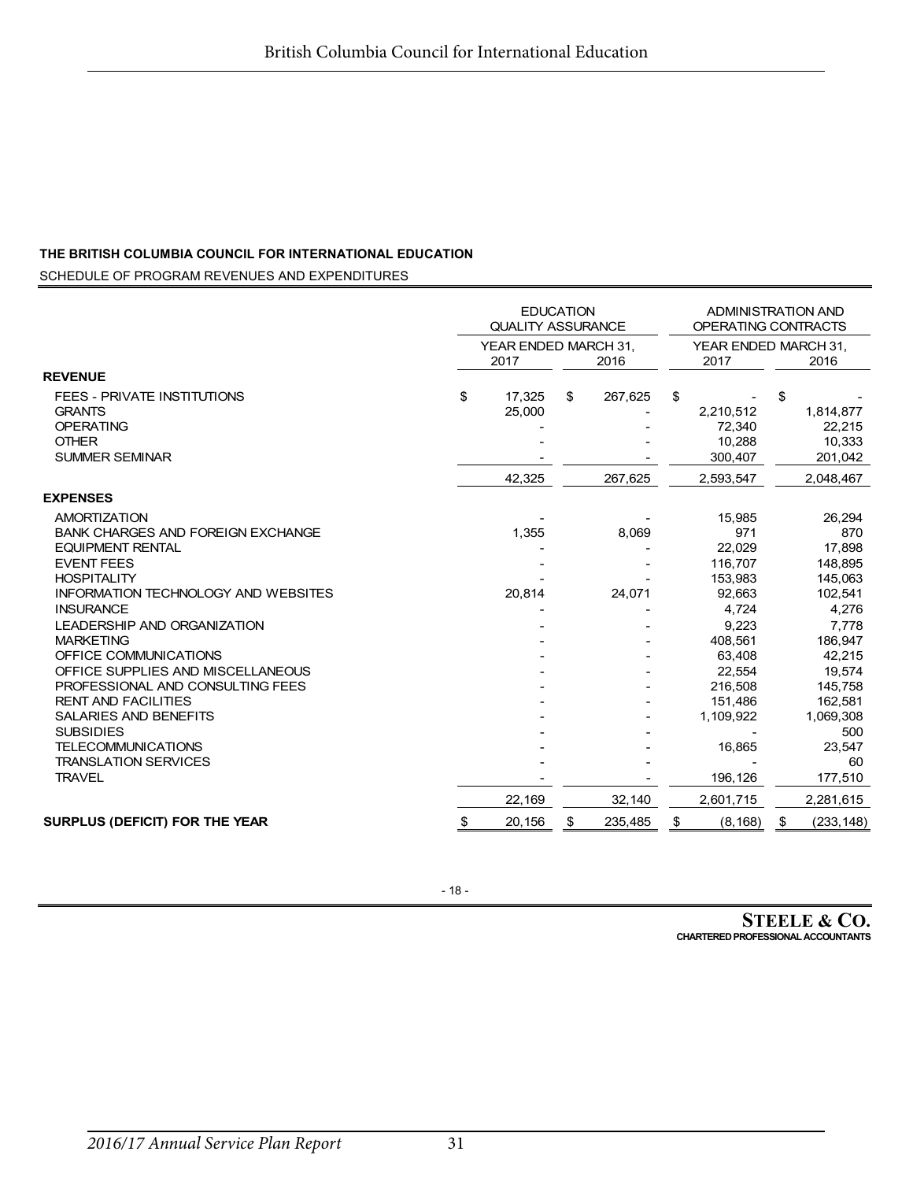**THE BRITISH COLUMBIA COUNCIL FOR INTERNATIONAL EDUCATION**

SCHEDULE OF PROGRAM REVENUES AND EXPENDITURES

| | EDUCATION QUALITY ASSURANCE | | ADMINISTRATION AND OPERATING CONTRACTS | |
|---|---|---|---|---|
| | YEAR ENDED MARCH 31, | | YEAR ENDED MARCH 31, | |
| | 2017 | 2016 | 2017 | 2016 |
| **REVENUE** | | | | |
| FEES - PRIVATE INSTITUTIONS | $ 17,325 | $ 267,625 | $ - | $ - |
| GRANTS | 25,000 | - | 2,210,512 | 1,814,877 |
| OPERATING | - | - | 72,340 | 22,215 |
| OTHER | - | - | 10,288 | 10,333 |
| SUMMER SEMINAR | - | - | 300,407 | 201,042 |
| | 42,325 | 267,625 | 2,593,547 | 2,048,467 |
| **EXPENSES** | | | | |
| AMORTIZATION | - | - | 15,985 | 26,294 |
| BANK CHARGES AND FOREIGN EXCHANGE | 1,355 | 8,069 | 971 | 870 |
| EQUIPMENT RENTAL | - | - | 22,029 | 17,898 |
| EVENT FEES | - | - | 116,707 | 148,895 |
| HOSPITALITY | - | - | 153,983 | 145,063 |
| INFORMATION TECHNOLOGY AND WEBSITES | 20,814 | 24,071 | 92,663 | 102,541 |
| INSURANCE | - | - | 4,724 | 4,276 |
| LEADERSHIP AND ORGANIZATION | - | - | 9,223 | 7,778 |
| MARKETING | - | - | 408,561 | 186,947 |
| OFFICE COMMUNICATIONS | - | - | 63,408 | 42,215 |
| OFFICE SUPPLIES AND MISCELLANEOUS | - | - | 22,554 | 19,574 |
| PROFESSIONAL AND CONSULTING FEES | - | - | 216,508 | 145,758 |
| RENT AND FACILITIES | - | - | 151,486 | 162,581 |
| SALARIES AND BENEFITS | - | - | 1,109,922 | 1,069,308 |
| SUBSIDIES | - | - | - | 500 |
| TELECOMMUNICATIONS | - | - | 16,865 | 23,547 |
| TRANSLATION SERVICES | - | - | - | 60 |
| TRAVEL | - | - | 196,126 | 177,510 |
| | 22,169 | 32,140 | 2,601,715 | 2,281,615 |
| **SURPLUS (DEFICIT) FOR THE YEAR** | $ 20,156 | $ 235,485 | $ (8,168) | $ (233,148) |

- 18 -

**STEELE & CO.**
**CHARTERED PROFESSIONAL ACCOUNTANTS**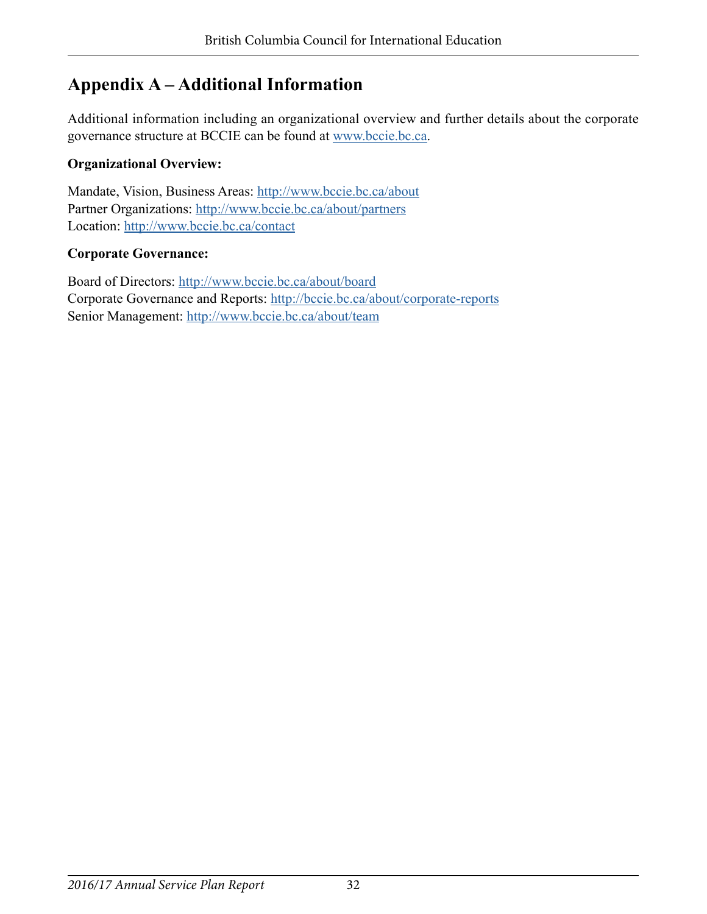# Appendix A – Additional Information

Additional information including an organizational overview and further details about the corporate governance structure at BCCIE can be found at www.bccie.bc.ca.

**Organizational Overview:**

Mandate, Vision, Business Areas: http://www.bccie.bc.ca/about
Partner Organizations: http://www.bccie.bc.ca/about/partners
Location: http://www.bccie.bc.ca/contact

**Corporate Governance:**

Board of Directors: http://www.bccie.bc.ca/about/board
Corporate Governance and Reports: http://bccie.bc.ca/about/corporate-reports
Senior Management: http://www.bccie.bc.ca/about/team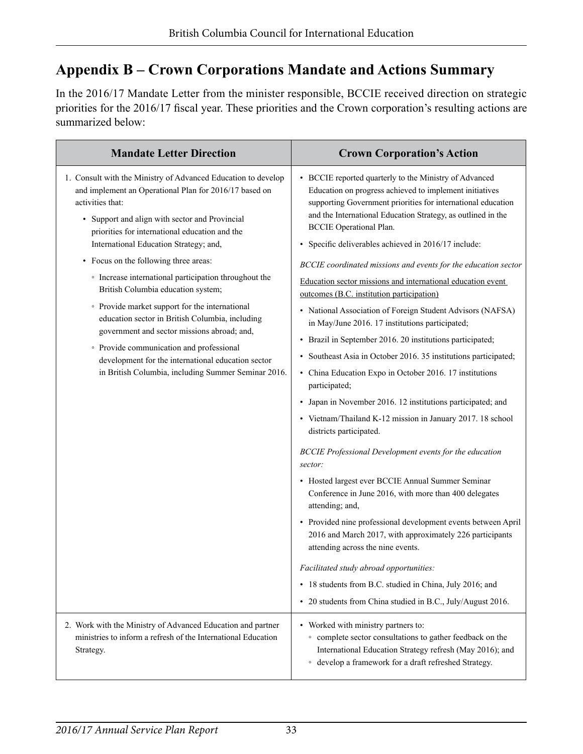## Appendix B – Crown Corporations Mandate and Actions Summary

In the 2016/17 Mandate Letter from the minister responsible, BCCIE received direction on strategic priorities for the 2016/17 fiscal year. These priorities and the Crown corporation's resulting actions are summarized below:

| Mandate Letter Direction | Crown Corporation's Action |
|---|---|
| 1. Consult with the Ministry of Advanced Education to develop and implement an Operational Plan for 2016/17 based on activities that:<br>• Support and align with sector and Provincial priorities for international education and the International Education Strategy; and,<br>• Focus on the following three areas:<br>◦ Increase international participation throughout the British Columbia education system;<br>◦ Provide market support for the international education sector in British Columbia, including government and sector missions abroad; and,<br>◦ Provide communication and professional development for the international education sector in British Columbia, including Summer Seminar 2016. | • BCCIE reported quarterly to the Ministry of Advanced Education on progress achieved to implement initiatives supporting Government priorities for international education and the International Education Strategy, as outlined in the BCCIE Operational Plan.<br>• Specific deliverables achieved in 2016/17 include:<br>*BCCIE coordinated missions and events for the education sector*<br><u>Education sector missions and international education event outcomes (B.C. institution participation)</u><br>• National Association of Foreign Student Advisors (NAFSA) in May/June 2016. 17 institutions participated;<br>• Brazil in September 2016. 20 institutions participated;<br>• Southeast Asia in October 2016. 35 institutions participated;<br>• China Education Expo in October 2016. 17 institutions participated;<br>• Japan in November 2016. 12 institutions participated; and<br>• Vietnam/Thailand K-12 mission in January 2017. 18 school districts participated.<br>*BCCIE Professional Development events for the education sector:*<br>• Hosted largest ever BCCIE Annual Summer Seminar Conference in June 2016, with more than 400 delegates attending; and,<br>• Provided nine professional development events between April 2016 and March 2017, with approximately 226 participants attending across the nine events.<br>*Facilitated study abroad opportunities:*<br>• 18 students from B.C. studied in China, July 2016; and<br>• 20 students from China studied in B.C., July/August 2016. |
| 2. Work with the Ministry of Advanced Education and partner ministries to inform a refresh of the International Education Strategy. | • Worked with ministry partners to:<br>◦ complete sector consultations to gather feedback on the International Education Strategy refresh (May 2016); and<br>◦ develop a framework for a draft refreshed Strategy. |